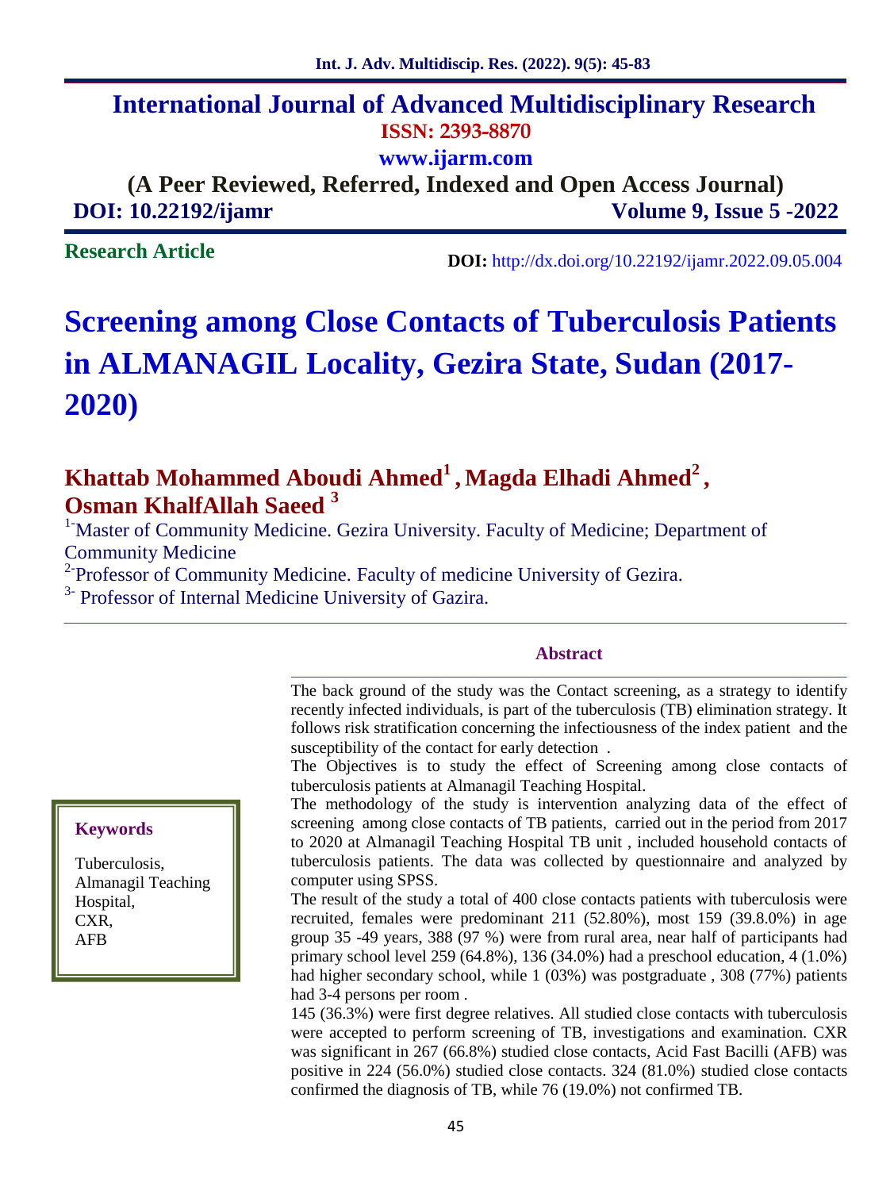# International Journal of Advanced Multidisciplinary Research

**ISSN: 2393-8870**

**www.ijarm.com**

**(A Peer Reviewed, Referred, Indexed and Open Access Journal)**

**DOI: 10.22192/ijamr** **Volume 9, Issue 5 -2022**

**Research Article**

**DOI:** http://dx.doi.org/10.22192/ijamr.2022.09.05.004

# Screening among Close Contacts of Tuberculosis Patients in ALMANAGIL Locality, Gezira State, Sudan (2017-2020)

**Khattab Mohammed Aboudi Ahmed[1], Magda Elhadi Ahmed[2], Osman KhalfAllah Saeed [3]**

[1-]Master of Community Medicine. Gezira University. Faculty of Medicine; Department of Community Medicine

[2-]Professor of Community Medicine. Faculty of medicine University of Gezira.

[3-] Professor of Internal Medicine University of Gazira.

---

**Keywords**

Tuberculosis,
Almanagil Teaching Hospital,
CXR,
AFB

## Abstract

The back ground of the study was the Contact screening, as a strategy to identify recently infected individuals, is part of the tuberculosis (TB) elimination strategy. It follows risk stratification concerning the infectiousness of the index patient and the susceptibility of the contact for early detection .

The Objectives is to study the effect of Screening among close contacts of tuberculosis patients at Almanagil Teaching Hospital.

The methodology of the study is intervention analyzing data of the effect of screening among close contacts of TB patients, carried out in the period from 2017 to 2020 at Almanagil Teaching Hospital TB unit , included household contacts of tuberculosis patients. The data was collected by questionnaire and analyzed by computer using SPSS.

The result of the study a total of 400 close contacts patients with tuberculosis were recruited, females were predominant 211 (52.80%), most 159 (39.8.0%) in age group 35 -49 years, 388 (97 %) were from rural area, near half of participants had primary school level 259 (64.8%), 136 (34.0%) had a preschool education, 4 (1.0%) had higher secondary school, while 1 (03%) was postgraduate , 308 (77%) patients had 3-4 persons per room .

145 (36.3%) were first degree relatives. All studied close contacts with tuberculosis were accepted to perform screening of TB, investigations and examination. CXR was significant in 267 (66.8%) studied close contacts, Acid Fast Bacilli (AFB) was positive in 224 (56.0%) studied close contacts. 324 (81.0%) studied close contacts confirmed the diagnosis of TB, while 76 (19.0%) not confirmed TB.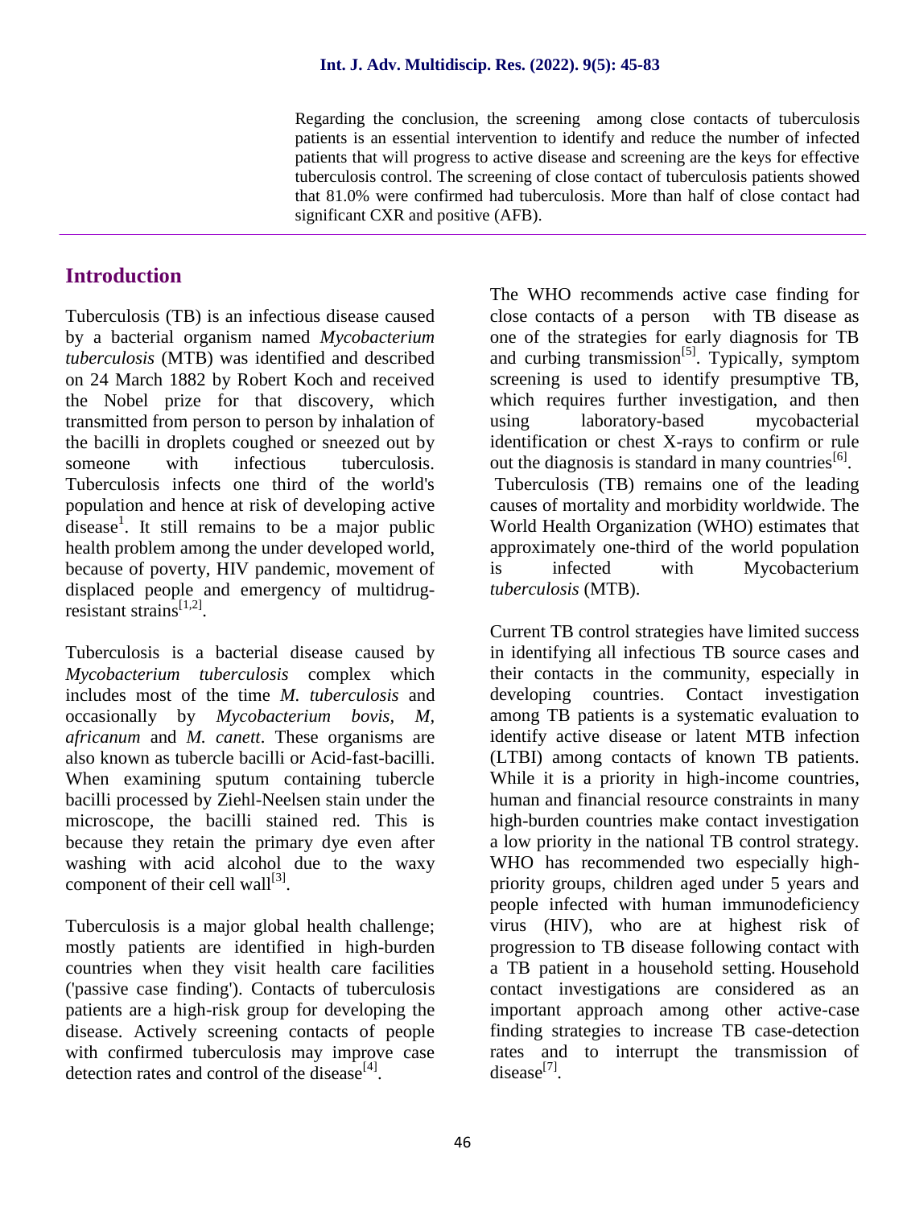Regarding the conclusion, the screening among close contacts of tuberculosis patients is an essential intervention to identify and reduce the number of infected patients that will progress to active disease and screening are the keys for effective tuberculosis control. The screening of close contact of tuberculosis patients showed that 81.0% were confirmed had tuberculosis. More than half of close contact had significant CXR and positive (AFB).

## Introduction

Tuberculosis (TB) is an infectious disease caused by a bacterial organism named *Mycobacterium tuberculosis* (MTB) was identified and described on 24 March 1882 by Robert Koch and received the Nobel prize for that discovery, which transmitted from person to person by inhalation of the bacilli in droplets coughed or sneezed out by someone with infectious tuberculosis. Tuberculosis infects one third of the world's population and hence at risk of developing active disease[1]. It still remains to be a major public health problem among the under developed world, because of poverty, HIV pandemic, movement of displaced people and emergency of multidrug-resistant strains[1,2].

Tuberculosis is a bacterial disease caused by *Mycobacterium tuberculosis* complex which includes most of the time *M. tuberculosis* and occasionally by *Mycobacterium bovis*, *M, africanum* and *M. canett*. These organisms are also known as tubercle bacilli or Acid-fast-bacilli. When examining sputum containing tubercle bacilli processed by Ziehl-Neelsen stain under the microscope, the bacilli stained red. This is because they retain the primary dye even after washing with acid alcohol due to the waxy component of their cell wall[3].

Tuberculosis is a major global health challenge; mostly patients are identified in high-burden countries when they visit health care facilities ('passive case finding'). Contacts of tuberculosis patients are a high-risk group for developing the disease. Actively screening contacts of people with confirmed tuberculosis may improve case detection rates and control of the disease[4].

The WHO recommends active case finding for close contacts of a person with TB disease as one of the strategies for early diagnosis for TB and curbing transmission[5]. Typically, symptom screening is used to identify presumptive TB, which requires further investigation, and then using laboratory-based mycobacterial identification or chest X-rays to confirm or rule out the diagnosis is standard in many countries[6].

Tuberculosis (TB) remains one of the leading causes of mortality and morbidity worldwide. The World Health Organization (WHO) estimates that approximately one-third of the world population is infected with Mycobacterium *tuberculosis* (MTB).

Current TB control strategies have limited success in identifying all infectious TB source cases and their contacts in the community, especially in developing countries. Contact investigation among TB patients is a systematic evaluation to identify active disease or latent MTB infection (LTBI) among contacts of known TB patients. While it is a priority in high-income countries, human and financial resource constraints in many high-burden countries make contact investigation a low priority in the national TB control strategy. WHO has recommended two especially high-priority groups, children aged under 5 years and people infected with human immunodeficiency virus (HIV), who are at highest risk of progression to TB disease following contact with a TB patient in a household setting. Household contact investigations are considered as an important approach among other active-case finding strategies to increase TB case-detection rates and to interrupt the transmission of disease[7].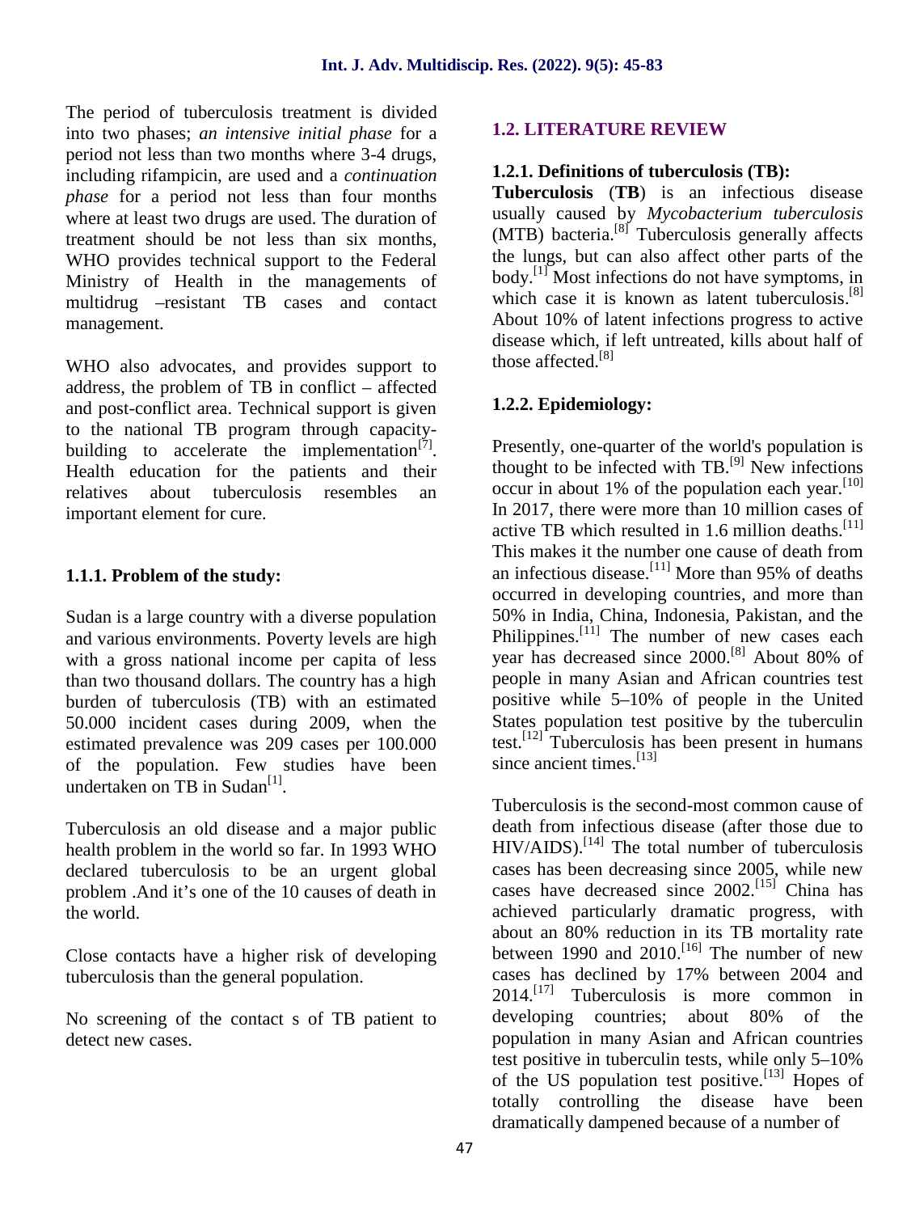The period of tuberculosis treatment is divided into two phases; *an intensive initial phase* for a period not less than two months where 3-4 drugs, including rifampicin, are used and a *continuation phase* for a period not less than four months where at least two drugs are used. The duration of treatment should be not less than six months, WHO provides technical support to the Federal Ministry of Health in the managements of multidrug –resistant TB cases and contact management.

WHO also advocates, and provides support to address, the problem of TB in conflict – affected and post-conflict area. Technical support is given to the national TB program through capacity-building to accelerate the implementation[7]. Health education for the patients and their relatives about tuberculosis resembles an important element for cure.

### 1.1.1. Problem of the study:

Sudan is a large country with a diverse population and various environments. Poverty levels are high with a gross national income per capita of less than two thousand dollars. The country has a high burden of tuberculosis (TB) with an estimated 50.000 incident cases during 2009, when the estimated prevalence was 209 cases per 100.000 of the population. Few studies have been undertaken on TB in Sudan[1].

Tuberculosis an old disease and a major public health problem in the world so far. In 1993 WHO declared tuberculosis to be an urgent global problem .And it's one of the 10 causes of death in the world.

Close contacts have a higher risk of developing tuberculosis than the general population.

No screening of the contact s of TB patient to detect new cases.

## 1.2. LITERATURE REVIEW

### 1.2.1. Definitions of tuberculosis (TB):

**Tuberculosis** (**TB**) is an infectious disease usually caused by *Mycobacterium tuberculosis* (MTB) bacteria.[8] Tuberculosis generally affects the lungs, but can also affect other parts of the body.[1] Most infections do not have symptoms, in which case it is known as latent tuberculosis.[8] About 10% of latent infections progress to active disease which, if left untreated, kills about half of those affected.[8]

### 1.2.2. Epidemiology:

Presently, one-quarter of the world's population is thought to be infected with TB.[9] New infections occur in about 1% of the population each year.[10] In 2017, there were more than 10 million cases of active TB which resulted in 1.6 million deaths.[11] This makes it the number one cause of death from an infectious disease.[11] More than 95% of deaths occurred in developing countries, and more than 50% in India, China, Indonesia, Pakistan, and the Philippines.[11] The number of new cases each year has decreased since 2000.[8] About 80% of people in many Asian and African countries test positive while 5–10% of people in the United States population test positive by the tuberculin test.[12] Tuberculosis has been present in humans since ancient times.[13]

Tuberculosis is the second-most common cause of death from infectious disease (after those due to HIV/AIDS).[14] The total number of tuberculosis cases has been decreasing since 2005, while new cases have decreased since 2002.[15] China has achieved particularly dramatic progress, with about an 80% reduction in its TB mortality rate between 1990 and 2010.[16] The number of new cases has declined by 17% between 2004 and 2014.[17] Tuberculosis is more common in developing countries; about 80% of the population in many Asian and African countries test positive in tuberculin tests, while only 5–10% of the US population test positive.[13] Hopes of totally controlling the disease have been dramatically dampened because of a number of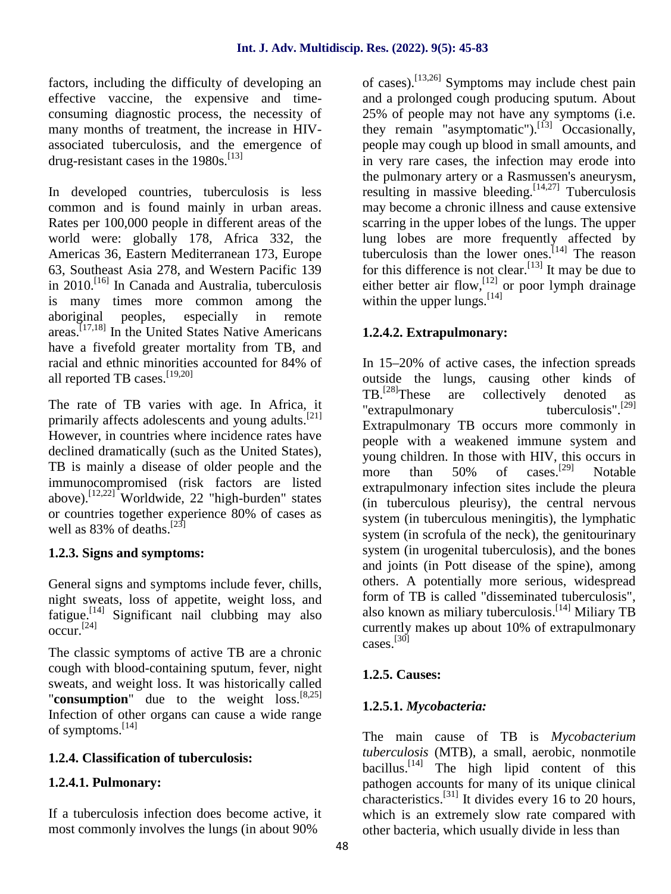factors, including the difficulty of developing an effective vaccine, the expensive and time-consuming diagnostic process, the necessity of many months of treatment, the increase in HIV-associated tuberculosis, and the emergence of drug-resistant cases in the 1980s.[13]

In developed countries, tuberculosis is less common and is found mainly in urban areas. Rates per 100,000 people in different areas of the world were: globally 178, Africa 332, the Americas 36, Eastern Mediterranean 173, Europe 63, Southeast Asia 278, and Western Pacific 139 in 2010.[16] In Canada and Australia, tuberculosis is many times more common among the aboriginal peoples, especially in remote areas.[17,18] In the United States Native Americans have a fivefold greater mortality from TB, and racial and ethnic minorities accounted for 84% of all reported TB cases.[19,20]

The rate of TB varies with age. In Africa, it primarily affects adolescents and young adults.[21] However, in countries where incidence rates have declined dramatically (such as the United States), TB is mainly a disease of older people and the immunocompromised (risk factors are listed above).[12,22] Worldwide, 22 "high-burden" states or countries together experience 80% of cases as well as 83% of deaths.[23]

### 1.2.3. Signs and symptoms:

General signs and symptoms include fever, chills, night sweats, loss of appetite, weight loss, and fatigue.[14] Significant nail clubbing may also occur.[24]

The classic symptoms of active TB are a chronic cough with blood-containing sputum, fever, night sweats, and weight loss. It was historically called "**consumption**" due to the weight loss.[8,25] Infection of other organs can cause a wide range of symptoms.[14]

### 1.2.4. Classification of tuberculosis:

#### 1.2.4.1. Pulmonary:

If a tuberculosis infection does become active, it most commonly involves the lungs (in about 90% of cases).[13,26] Symptoms may include chest pain and a prolonged cough producing sputum. About 25% of people may not have any symptoms (i.e. they remain "asymptomatic").[13] Occasionally, people may cough up blood in small amounts, and in very rare cases, the infection may erode into the pulmonary artery or a Rasmussen's aneurysm, resulting in massive bleeding.[14,27] Tuberculosis may become a chronic illness and cause extensive scarring in the upper lobes of the lungs. The upper lung lobes are more frequently affected by tuberculosis than the lower ones.[14] The reason for this difference is not clear.[13] It may be due to either better air flow,[12] or poor lymph drainage within the upper lungs.[14]

#### 1.2.4.2. Extrapulmonary:

In 15–20% of active cases, the infection spreads outside the lungs, causing other kinds of TB.[28]These are collectively denoted as "extrapulmonary tuberculosis".[29] Extrapulmonary TB occurs more commonly in people with a weakened immune system and young children. In those with HIV, this occurs in more than 50% of cases.[29] Notable extrapulmonary infection sites include the pleura (in tuberculous pleurisy), the central nervous system (in tuberculous meningitis), the lymphatic system (in scrofula of the neck), the genitourinary system (in urogenital tuberculosis), and the bones and joints (in Pott disease of the spine), among others. A potentially more serious, widespread form of TB is called "disseminated tuberculosis", also known as miliary tuberculosis.[14] Miliary TB currently makes up about 10% of extrapulmonary cases.[30]

### 1.2.5. Causes:

#### 1.2.5.1. *Mycobacteria:*

The main cause of TB is *Mycobacterium tuberculosis* (MTB), a small, aerobic, nonmotile bacillus.[14] The high lipid content of this pathogen accounts for many of its unique clinical characteristics.[31] It divides every 16 to 20 hours, which is an extremely slow rate compared with other bacteria, which usually divide in less than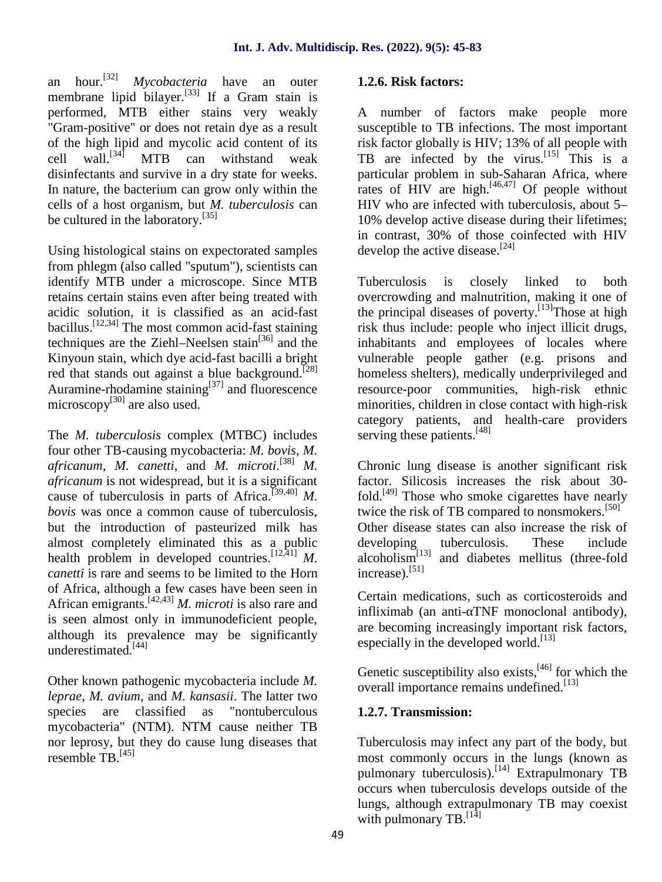an hour.[32] *Mycobacteria* have an outer membrane lipid bilayer.[33] If a Gram stain is performed, MTB either stains very weakly "Gram-positive" or does not retain dye as a result of the high lipid and mycolic acid content of its cell wall.[34] MTB can withstand weak disinfectants and survive in a dry state for weeks. In nature, the bacterium can grow only within the cells of a host organism, but *M. tuberculosis* can be cultured in the laboratory.[35]

Using histological stains on expectorated samples from phlegm (also called "sputum"), scientists can identify MTB under a microscope. Since MTB retains certain stains even after being treated with acidic solution, it is classified as an acid-fast bacillus.[12,34] The most common acid-fast staining techniques are the Ziehl–Neelsen stain[36] and the Kinyoun stain, which dye acid-fast bacilli a bright red that stands out against a blue background.[28] Auramine-rhodamine staining[37] and fluorescence microscopy[30] are also used.

The *M. tuberculosis* complex (MTBC) includes four other TB-causing mycobacteria: *M. bovis*, *M. africanum*, *M. canetti*, and *M. microti*.[38] *M. africanum* is not widespread, but it is a significant cause of tuberculosis in parts of Africa.[39,40] *M. bovis* was once a common cause of tuberculosis, but the introduction of pasteurized milk has almost completely eliminated this as a public health problem in developed countries.[12,41] *M. canetti* is rare and seems to be limited to the Horn of Africa, although a few cases have been seen in African emigrants.[42,43] *M. microti* is also rare and is seen almost only in immunodeficient people, although its prevalence may be significantly underestimated.[44]

Other known pathogenic mycobacteria include *M. leprae*, *M. avium*, and *M. kansasii*. The latter two species are classified as "nontuberculous mycobacteria" (NTM). NTM cause neither TB nor leprosy, but they do cause lung diseases that resemble TB.[45]

### 1.2.6. Risk factors:

A number of factors make people more susceptible to TB infections. The most important risk factor globally is HIV; 13% of all people with TB are infected by the virus.[15] This is a particular problem in sub-Saharan Africa, where rates of HIV are high.[46,47] Of people without HIV who are infected with tuberculosis, about 5–10% develop active disease during their lifetimes; in contrast, 30% of those coinfected with HIV develop the active disease.[24]

Tuberculosis is closely linked to both overcrowding and malnutrition, making it one of the principal diseases of poverty.[13] Those at high risk thus include: people who inject illicit drugs, inhabitants and employees of locales where vulnerable people gather (e.g. prisons and homeless shelters), medically underprivileged and resource-poor communities, high-risk ethnic minorities, children in close contact with high-risk category patients, and health-care providers serving these patients.[48]

Chronic lung disease is another significant risk factor. Silicosis increases the risk about 30-fold.[49] Those who smoke cigarettes have nearly twice the risk of TB compared to nonsmokers.[50] Other disease states can also increase the risk of developing tuberculosis. These include alcoholism[13] and diabetes mellitus (three-fold increase).[51]

Certain medications, such as corticosteroids and infliximab (an anti-αTNF monoclonal antibody), are becoming increasingly important risk factors, especially in the developed world.[13]

Genetic susceptibility also exists,[46] for which the overall importance remains undefined.[13]

### 1.2.7. Transmission:

Tuberculosis may infect any part of the body, but most commonly occurs in the lungs (known as pulmonary tuberculosis).[14] Extrapulmonary TB occurs when tuberculosis develops outside of the lungs, although extrapulmonary TB may coexist with pulmonary TB.[14]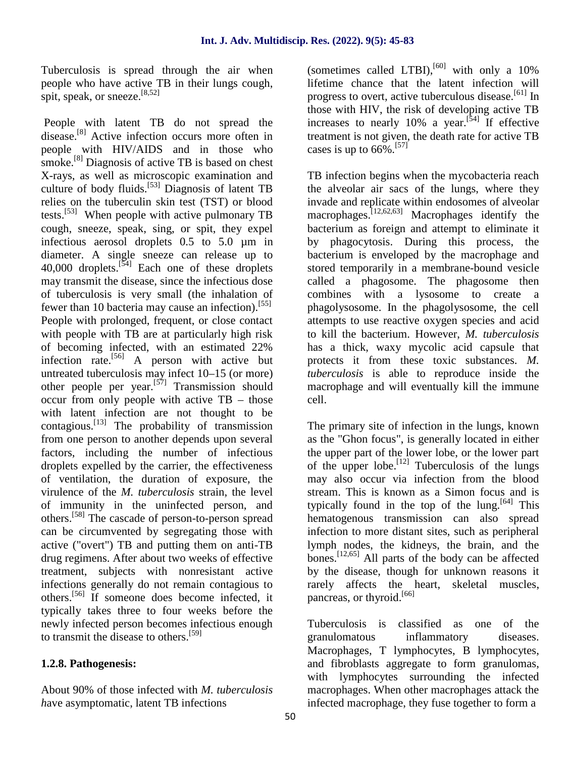Tuberculosis is spread through the air when people who have active TB in their lungs cough, spit, speak, or sneeze.[8,52]

People with latent TB do not spread the disease.[8] Active infection occurs more often in people with HIV/AIDS and in those who smoke.[8] Diagnosis of active TB is based on chest X-rays, as well as microscopic examination and culture of body fluids.[53] Diagnosis of latent TB relies on the tuberculin skin test (TST) or blood tests.[53] When people with active pulmonary TB cough, sneeze, speak, sing, or spit, they expel infectious aerosol droplets 0.5 to 5.0 µm in diameter. A single sneeze can release up to 40,000 droplets.[54] Each one of these droplets may transmit the disease, since the infectious dose of tuberculosis is very small (the inhalation of fewer than 10 bacteria may cause an infection).[55] People with prolonged, frequent, or close contact with people with TB are at particularly high risk of becoming infected, with an estimated 22% infection rate.[56] A person with active but untreated tuberculosis may infect 10–15 (or more) other people per year.[57] Transmission should occur from only people with active TB – those with latent infection are not thought to be contagious.[13] The probability of transmission from one person to another depends upon several factors, including the number of infectious droplets expelled by the carrier, the effectiveness of ventilation, the duration of exposure, the virulence of the *M. tuberculosis* strain, the level of immunity in the uninfected person, and others.[58] The cascade of person-to-person spread can be circumvented by segregating those with active ("overt") TB and putting them on anti-TB drug regimens. After about two weeks of effective treatment, subjects with nonresistant active infections generally do not remain contagious to others.[56] If someone does become infected, it typically takes three to four weeks before the newly infected person becomes infectious enough to transmit the disease to others.[59]

### 1.2.8. Pathogenesis:

About 90% of those infected with *M. tuberculosis have* asymptomatic, latent TB infections (sometimes called LTBI),[60] with only a 10% lifetime chance that the latent infection will progress to overt, active tuberculous disease.[61] In those with HIV, the risk of developing active TB increases to nearly 10% a year.[54] If effective treatment is not given, the death rate for active TB cases is up to 66%.[57]

TB infection begins when the mycobacteria reach the alveolar air sacs of the lungs, where they invade and replicate within endosomes of alveolar macrophages.[12,62,63] Macrophages identify the bacterium as foreign and attempt to eliminate it by phagocytosis. During this process, the bacterium is enveloped by the macrophage and stored temporarily in a membrane-bound vesicle called a phagosome. The phagosome then combines with a lysosome to create a phagolysosome. In the phagolysosome, the cell attempts to use reactive oxygen species and acid to kill the bacterium. However, *M. tuberculosis* has a thick, waxy mycolic acid capsule that protects it from these toxic substances. *M. tuberculosis* is able to reproduce inside the macrophage and will eventually kill the immune cell.

The primary site of infection in the lungs, known as the "Ghon focus", is generally located in either the upper part of the lower lobe, or the lower part of the upper lobe.[12] Tuberculosis of the lungs may also occur via infection from the blood stream. This is known as a Simon focus and is typically found in the top of the lung.[64] This hematogenous transmission can also spread infection to more distant sites, such as peripheral lymph nodes, the kidneys, the brain, and the bones.[12,65] All parts of the body can be affected by the disease, though for unknown reasons it rarely affects the heart, skeletal muscles, pancreas, or thyroid.[66]

Tuberculosis is classified as one of the granulomatous inflammatory diseases. Macrophages, T lymphocytes, B lymphocytes, and fibroblasts aggregate to form granulomas, with lymphocytes surrounding the infected macrophages. When other macrophages attack the infected macrophage, they fuse together to form a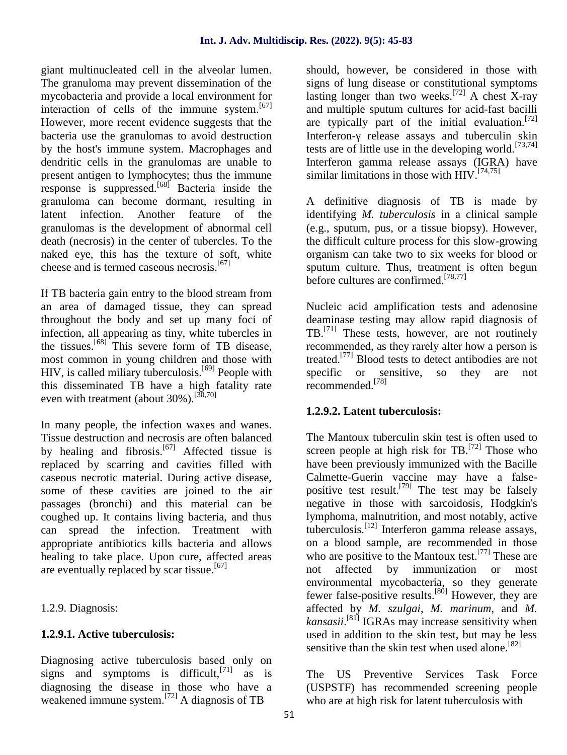giant multinucleated cell in the alveolar lumen. The granuloma may prevent dissemination of the mycobacteria and provide a local environment for interaction of cells of the immune system.[67] However, more recent evidence suggests that the bacteria use the granulomas to avoid destruction by the host's immune system. Macrophages and dendritic cells in the granulomas are unable to present antigen to lymphocytes; thus the immune response is suppressed.[68] Bacteria inside the granuloma can become dormant, resulting in latent infection. Another feature of the granulomas is the development of abnormal cell death (necrosis) in the center of tubercles. To the naked eye, this has the texture of soft, white cheese and is termed caseous necrosis.[67]

If TB bacteria gain entry to the blood stream from an area of damaged tissue, they can spread throughout the body and set up many foci of infection, all appearing as tiny, white tubercles in the tissues.[68] This severe form of TB disease, most common in young children and those with HIV, is called miliary tuberculosis.[69] People with this disseminated TB have a high fatality rate even with treatment (about 30%).[30,70]

In many people, the infection waxes and wanes. Tissue destruction and necrosis are often balanced by healing and fibrosis.[67] Affected tissue is replaced by scarring and cavities filled with caseous necrotic material. During active disease, some of these cavities are joined to the air passages (bronchi) and this material can be coughed up. It contains living bacteria, and thus can spread the infection. Treatment with appropriate antibiotics kills bacteria and allows healing to take place. Upon cure, affected areas are eventually replaced by scar tissue.[67]

1.2.9. Diagnosis:

### 1.2.9.1. Active tuberculosis:

Diagnosing active tuberculosis based only on signs and symptoms is difficult,[71] as is diagnosing the disease in those who have a weakened immune system.[72] A diagnosis of TB should, however, be considered in those with signs of lung disease or constitutional symptoms lasting longer than two weeks.[72] A chest X-ray and multiple sputum cultures for acid-fast bacilli are typically part of the initial evaluation.[72] Interferon-γ release assays and tuberculin skin tests are of little use in the developing world.[73,74] Interferon gamma release assays (IGRA) have similar limitations in those with HIV.[74,75]

A definitive diagnosis of TB is made by identifying *M. tuberculosis* in a clinical sample (e.g., sputum, pus, or a tissue biopsy). However, the difficult culture process for this slow-growing organism can take two to six weeks for blood or sputum culture. Thus, treatment is often begun before cultures are confirmed.[78,77]

Nucleic acid amplification tests and adenosine deaminase testing may allow rapid diagnosis of TB.[71] These tests, however, are not routinely recommended, as they rarely alter how a person is treated.[77] Blood tests to detect antibodies are not specific or sensitive, so they are not recommended.[78]

### 1.2.9.2. Latent tuberculosis:

The Mantoux tuberculin skin test is often used to screen people at high risk for TB.[72] Those who have been previously immunized with the Bacille Calmette-Guerin vaccine may have a false-positive test result.[79] The test may be falsely negative in those with sarcoidosis, Hodgkin's lymphoma, malnutrition, and most notably, active tuberculosis.[12] Interferon gamma release assays, on a blood sample, are recommended in those who are positive to the Mantoux test.[77] These are not affected by immunization or most environmental mycobacteria, so they generate fewer false-positive results.[80] However, they are affected by *M. szulgai*, *M. marinum*, and *M. kansasii*.[81] IGRAs may increase sensitivity when used in addition to the skin test, but may be less sensitive than the skin test when used alone.[82]

The US Preventive Services Task Force (USPSTF) has recommended screening people who are at high risk for latent tuberculosis with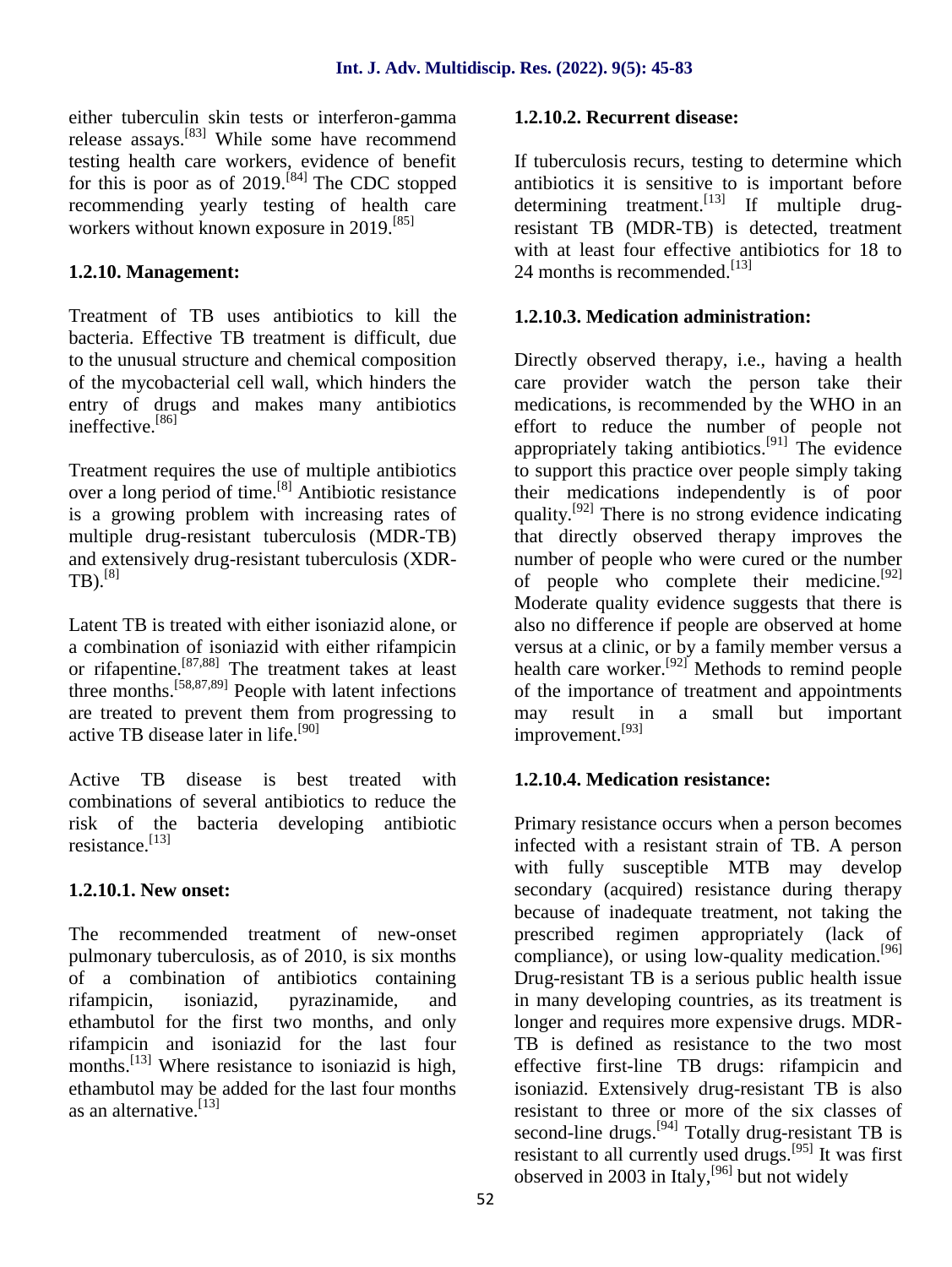either tuberculin skin tests or interferon-gamma release assays.[83] While some have recommend testing health care workers, evidence of benefit for this is poor as of 2019.[84] The CDC stopped recommending yearly testing of health care workers without known exposure in 2019.[85]

### 1.2.10. Management:

Treatment of TB uses antibiotics to kill the bacteria. Effective TB treatment is difficult, due to the unusual structure and chemical composition of the mycobacterial cell wall, which hinders the entry of drugs and makes many antibiotics ineffective.[86]

Treatment requires the use of multiple antibiotics over a long period of time.[8] Antibiotic resistance is a growing problem with increasing rates of multiple drug-resistant tuberculosis (MDR-TB) and extensively drug-resistant tuberculosis (XDR-TB).[8]

Latent TB is treated with either isoniazid alone, or a combination of isoniazid with either rifampicin or rifapentine.[87,88] The treatment takes at least three months.[58,87,89] People with latent infections are treated to prevent them from progressing to active TB disease later in life.[90]

Active TB disease is best treated with combinations of several antibiotics to reduce the risk of the bacteria developing antibiotic resistance.[13]

#### 1.2.10.1. New onset:

The recommended treatment of new-onset pulmonary tuberculosis, as of 2010, is six months of a combination of antibiotics containing rifampicin, isoniazid, pyrazinamide, and ethambutol for the first two months, and only rifampicin and isoniazid for the last four months.[13] Where resistance to isoniazid is high, ethambutol may be added for the last four months as an alternative.[13]

#### 1.2.10.2. Recurrent disease:

If tuberculosis recurs, testing to determine which antibiotics it is sensitive to is important before determining treatment.[13] If multiple drug-resistant TB (MDR-TB) is detected, treatment with at least four effective antibiotics for 18 to 24 months is recommended.[13]

#### 1.2.10.3. Medication administration:

Directly observed therapy, i.e., having a health care provider watch the person take their medications, is recommended by the WHO in an effort to reduce the number of people not appropriately taking antibiotics.[91] The evidence to support this practice over people simply taking their medications independently is of poor quality.[92] There is no strong evidence indicating that directly observed therapy improves the number of people who were cured or the number of people who complete their medicine.[92] Moderate quality evidence suggests that there is also no difference if people are observed at home versus at a clinic, or by a family member versus a health care worker.[92] Methods to remind people of the importance of treatment and appointments may result in a small but important improvement.[93]

#### 1.2.10.4. Medication resistance:

Primary resistance occurs when a person becomes infected with a resistant strain of TB. A person with fully susceptible MTB may develop secondary (acquired) resistance during therapy because of inadequate treatment, not taking the prescribed regimen appropriately (lack of compliance), or using low-quality medication.[96] Drug-resistant TB is a serious public health issue in many developing countries, as its treatment is longer and requires more expensive drugs. MDR-TB is defined as resistance to the two most effective first-line TB drugs: rifampicin and isoniazid. Extensively drug-resistant TB is also resistant to three or more of the six classes of second-line drugs.[94] Totally drug-resistant TB is resistant to all currently used drugs.[95] It was first observed in 2003 in Italy,[96] but not widely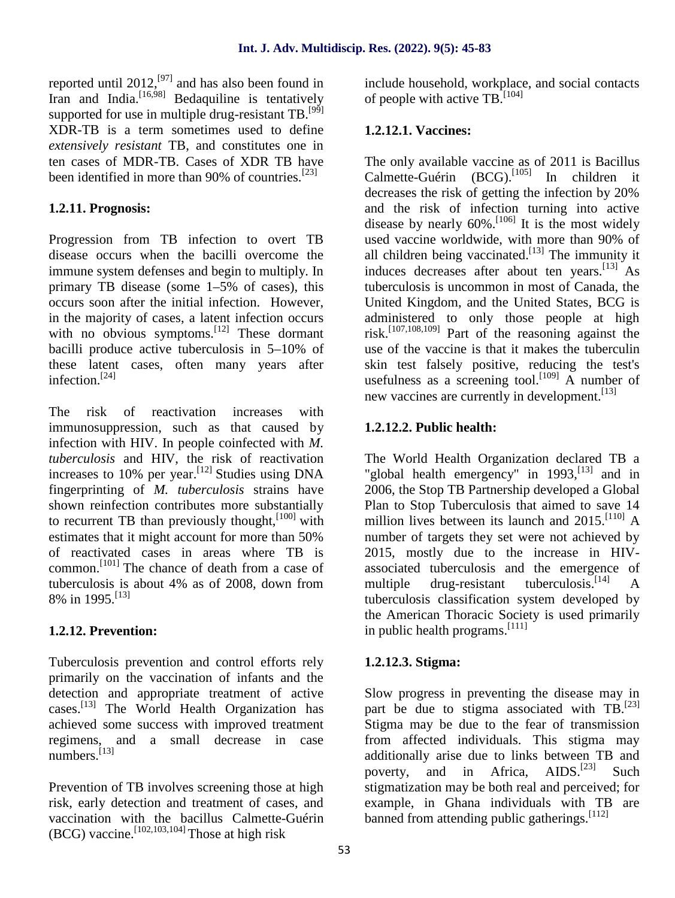reported until 2012,[97] and has also been found in Iran and India.[16,98] Bedaquiline is tentatively supported for use in multiple drug-resistant TB.[99] XDR-TB is a term sometimes used to define *extensively resistant* TB, and constitutes one in ten cases of MDR-TB. Cases of XDR TB have been identified in more than 90% of countries.[23]

### 1.2.11. Prognosis:

Progression from TB infection to overt TB disease occurs when the bacilli overcome the immune system defenses and begin to multiply. In primary TB disease (some 1–5% of cases), this occurs soon after the initial infection. However, in the majority of cases, a latent infection occurs with no obvious symptoms.[12] These dormant bacilli produce active tuberculosis in 5–10% of these latent cases, often many years after infection.[24]

The risk of reactivation increases with immunosuppression, such as that caused by infection with HIV. In people coinfected with *M. tuberculosis* and HIV, the risk of reactivation increases to 10% per year.[12] Studies using DNA fingerprinting of *M. tuberculosis* strains have shown reinfection contributes more substantially to recurrent TB than previously thought,[100] with estimates that it might account for more than 50% of reactivated cases in areas where TB is common.[101] The chance of death from a case of tuberculosis is about 4% as of 2008, down from 8% in 1995.[13]

### 1.2.12. Prevention:

Tuberculosis prevention and control efforts rely primarily on the vaccination of infants and the detection and appropriate treatment of active cases.[13] The World Health Organization has achieved some success with improved treatment regimens, and a small decrease in case numbers.[13]

Prevention of TB involves screening those at high risk, early detection and treatment of cases, and vaccination with the bacillus Calmette-Guérin (BCG) vaccine.[102,103,104] Those at high risk include household, workplace, and social contacts of people with active TB.[104]

#### 1.2.12.1. Vaccines:

The only available vaccine as of 2011 is Bacillus Calmette-Guérin (BCG).[105] In children it decreases the risk of getting the infection by 20% and the risk of infection turning into active disease by nearly 60%.[106] It is the most widely used vaccine worldwide, with more than 90% of all children being vaccinated.[13] The immunity it induces decreases after about ten years.[13] As tuberculosis is uncommon in most of Canada, the United Kingdom, and the United States, BCG is administered to only those people at high risk.[107,108,109] Part of the reasoning against the use of the vaccine is that it makes the tuberculin skin test falsely positive, reducing the test's usefulness as a screening tool.[109] A number of new vaccines are currently in development.[13]

#### 1.2.12.2. Public health:

The World Health Organization declared TB a "global health emergency" in 1993,[13] and in 2006, the Stop TB Partnership developed a Global Plan to Stop Tuberculosis that aimed to save 14 million lives between its launch and 2015.[110] A number of targets they set were not achieved by 2015, mostly due to the increase in HIV-associated tuberculosis and the emergence of multiple drug-resistant tuberculosis.[14] A tuberculosis classification system developed by the American Thoracic Society is used primarily in public health programs.[111]

#### 1.2.12.3. Stigma:

Slow progress in preventing the disease may in part be due to stigma associated with TB.[23] Stigma may be due to the fear of transmission from affected individuals. This stigma may additionally arise due to links between TB and poverty, and in Africa, AIDS.[23] Such stigmatization may be both real and perceived; for example, in Ghana individuals with TB are banned from attending public gatherings.[112]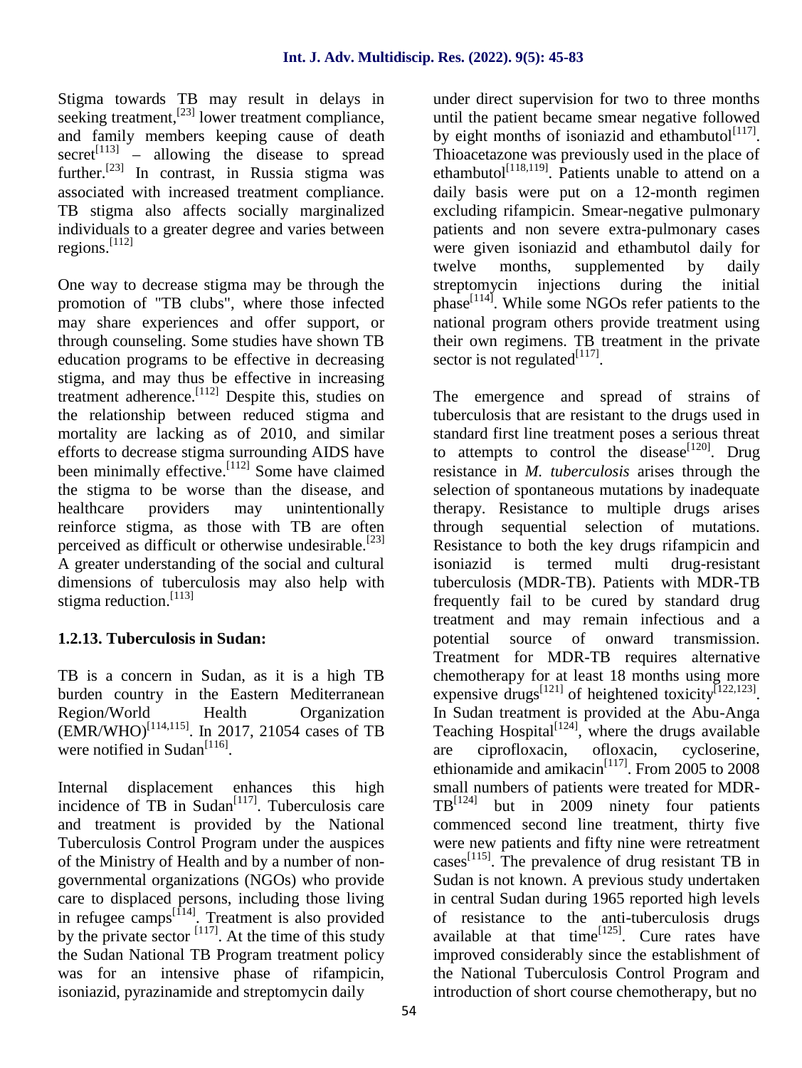Stigma towards TB may result in delays in seeking treatment,[23] lower treatment compliance, and family members keeping cause of death secret[113] – allowing the disease to spread further.[23] In contrast, in Russia stigma was associated with increased treatment compliance. TB stigma also affects socially marginalized individuals to a greater degree and varies between regions.[112]

One way to decrease stigma may be through the promotion of "TB clubs", where those infected may share experiences and offer support, or through counseling. Some studies have shown TB education programs to be effective in decreasing stigma, and may thus be effective in increasing treatment adherence.[112] Despite this, studies on the relationship between reduced stigma and mortality are lacking as of 2010, and similar efforts to decrease stigma surrounding AIDS have been minimally effective.[112] Some have claimed the stigma to be worse than the disease, and healthcare providers may unintentionally reinforce stigma, as those with TB are often perceived as difficult or otherwise undesirable.[23] A greater understanding of the social and cultural dimensions of tuberculosis may also help with stigma reduction.[113]

### 1.2.13. Tuberculosis in Sudan:

TB is a concern in Sudan, as it is a high TB burden country in the Eastern Mediterranean Region/World Health Organization (EMR/WHO)[114,115]. In 2017, 21054 cases of TB were notified in Sudan[116].

Internal displacement enhances this high incidence of TB in Sudan[117]. Tuberculosis care and treatment is provided by the National Tuberculosis Control Program under the auspices of the Ministry of Health and by a number of non-governmental organizations (NGOs) who provide care to displaced persons, including those living in refugee camps[114]. Treatment is also provided by the private sector [117]. At the time of this study the Sudan National TB Program treatment policy was for an intensive phase of rifampicin, isoniazid, pyrazinamide and streptomycin daily under direct supervision for two to three months until the patient became smear negative followed by eight months of isoniazid and ethambutol[117]. Thioacetazone was previously used in the place of ethambutol[118,119]. Patients unable to attend on a daily basis were put on a 12-month regimen excluding rifampicin. Smear-negative pulmonary patients and non severe extra-pulmonary cases were given isoniazid and ethambutol daily for twelve months, supplemented by daily streptomycin injections during the initial phase[114]. While some NGOs refer patients to the national program others provide treatment using their own regimens. TB treatment in the private sector is not regulated[117].

The emergence and spread of strains of tuberculosis that are resistant to the drugs used in standard first line treatment poses a serious threat to attempts to control the disease[120]. Drug resistance in *M. tuberculosis* arises through the selection of spontaneous mutations by inadequate therapy. Resistance to multiple drugs arises through sequential selection of mutations. Resistance to both the key drugs rifampicin and isoniazid is termed multi drug-resistant tuberculosis (MDR-TB). Patients with MDR-TB frequently fail to be cured by standard drug treatment and may remain infectious and a potential source of onward transmission. Treatment for MDR-TB requires alternative chemotherapy for at least 18 months using more expensive drugs[121] of heightened toxicity[122,123]. In Sudan treatment is provided at the Abu-Anga Teaching Hospital[124], where the drugs available are ciprofloxacin, ofloxacin, cycloserine, ethionamide and amikacin[117]. From 2005 to 2008 small numbers of patients were treated for MDR-TB[124] but in 2009 ninety four patients commenced second line treatment, thirty five were new patients and fifty nine were retreatment cases[115]. The prevalence of drug resistant TB in Sudan is not known. A previous study undertaken in central Sudan during 1965 reported high levels of resistance to the anti-tuberculosis drugs available at that time[125]. Cure rates have improved considerably since the establishment of the National Tuberculosis Control Program and introduction of short course chemotherapy, but no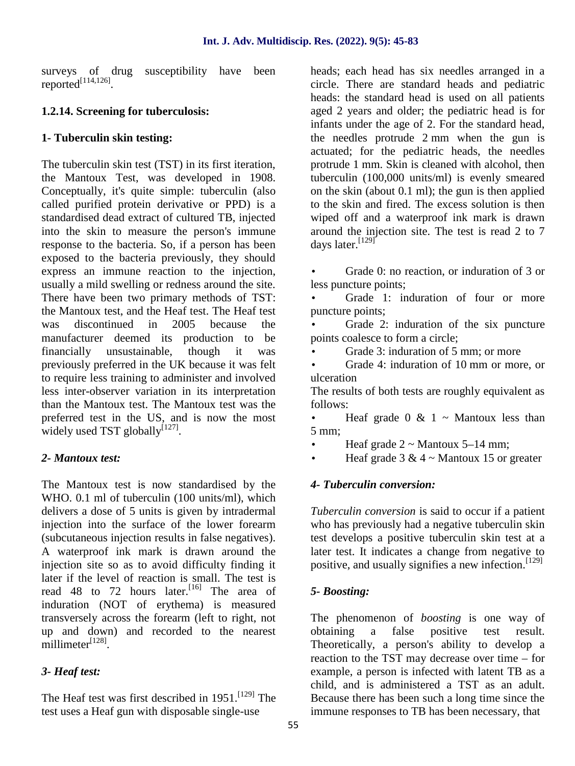surveys of drug susceptibility have been reported[114,126].

### 1.2.14. Screening for tuberculosis:

### 1- Tuberculin skin testing:

The tuberculin skin test (TST) in its first iteration, the Mantoux Test, was developed in 1908. Conceptually, it's quite simple: tuberculin (also called purified protein derivative or PPD) is a standardised dead extract of cultured TB, injected into the skin to measure the person's immune response to the bacteria. So, if a person has been exposed to the bacteria previously, they should express an immune reaction to the injection, usually a mild swelling or redness around the site. There have been two primary methods of TST: the Mantoux test, and the Heaf test. The Heaf test was discontinued in 2005 because the manufacturer deemed its production to be financially unsustainable, though it was previously preferred in the UK because it was felt to require less training to administer and involved less inter-observer variation in its interpretation than the Mantoux test. The Mantoux test was the preferred test in the US, and is now the most widely used TST globally[127].

### *2- Mantoux test:*

The Mantoux test is now standardised by the WHO. 0.1 ml of tuberculin (100 units/ml), which delivers a dose of 5 units is given by intradermal injection into the surface of the lower forearm (subcutaneous injection results in false negatives). A waterproof ink mark is drawn around the injection site so as to avoid difficulty finding it later if the level of reaction is small. The test is read 48 to 72 hours later.[16] The area of induration (NOT of erythema) is measured transversely across the forearm (left to right, not up and down) and recorded to the nearest millimeter[128].

### *3- Heaf test:*

The Heaf test was first described in 1951.[129] The test uses a Heaf gun with disposable single-use heads; each head has six needles arranged in a circle. There are standard heads and pediatric heads: the standard head is used on all patients aged 2 years and older; the pediatric head is for infants under the age of 2. For the standard head, the needles protrude 2 mm when the gun is actuated; for the pediatric heads, the needles protrude 1 mm. Skin is cleaned with alcohol, then tuberculin (100,000 units/ml) is evenly smeared on the skin (about 0.1 ml); the gun is then applied to the skin and fired. The excess solution is then wiped off and a waterproof ink mark is drawn around the injection site. The test is read 2 to 7 days later.[129]

- Grade 0: no reaction, or induration of 3 or less puncture points;
- Grade 1: induration of four or more puncture points;
- Grade 2: induration of the six puncture points coalesce to form a circle;
- Grade 3: induration of 5 mm; or more
- Grade 4: induration of 10 mm or more, or ulceration

The results of both tests are roughly equivalent as follows:

- Heaf grade 0 & 1 ~ Mantoux less than 5 mm;
- Heaf grade 2 ~ Mantoux 5–14 mm;
- Heaf grade 3 & 4 ~ Mantoux 15 or greater

### *4- Tuberculin conversion:*

*Tuberculin conversion* is said to occur if a patient who has previously had a negative tuberculin skin test develops a positive tuberculin skin test at a later test. It indicates a change from negative to positive, and usually signifies a new infection.[129]

### *5- Boosting:*

The phenomenon of *boosting* is one way of obtaining a false positive test result. Theoretically, a person's ability to develop a reaction to the TST may decrease over time – for example, a person is infected with latent TB as a child, and is administered a TST as an adult. Because there has been such a long time since the immune responses to TB has been necessary, that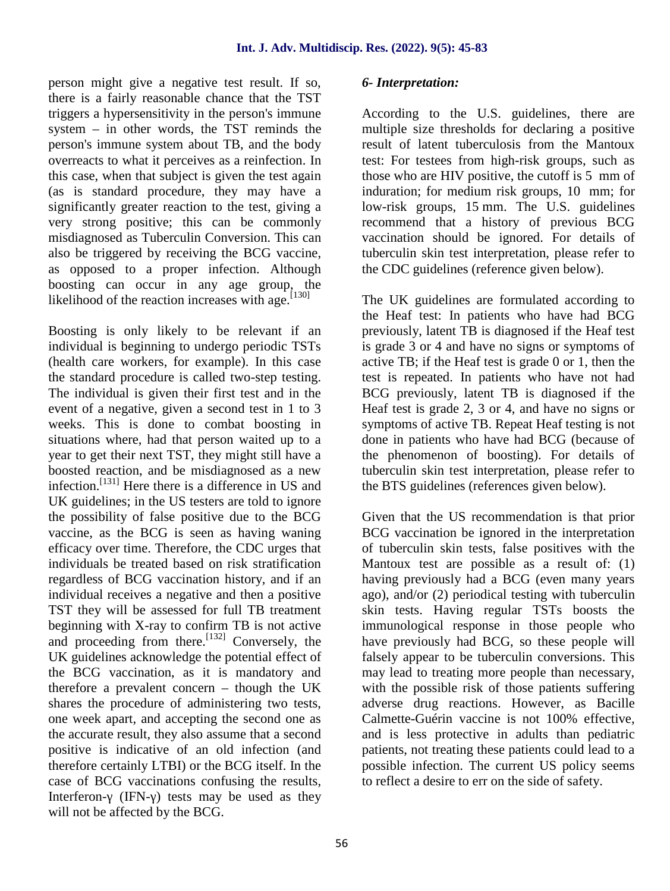person might give a negative test result. If so, there is a fairly reasonable chance that the TST triggers a hypersensitivity in the person's immune system – in other words, the TST reminds the person's immune system about TB, and the body overreacts to what it perceives as a reinfection. In this case, when that subject is given the test again (as is standard procedure, they may have a significantly greater reaction to the test, giving a very strong positive; this can be commonly misdiagnosed as Tuberculin Conversion. This can also be triggered by receiving the BCG vaccine, as opposed to a proper infection. Although boosting can occur in any age group, the likelihood of the reaction increases with age.[130]

Boosting is only likely to be relevant if an individual is beginning to undergo periodic TSTs (health care workers, for example). In this case the standard procedure is called two-step testing. The individual is given their first test and in the event of a negative, given a second test in 1 to 3 weeks. This is done to combat boosting in situations where, had that person waited up to a year to get their next TST, they might still have a boosted reaction, and be misdiagnosed as a new infection.[131] Here there is a difference in US and UK guidelines; in the US testers are told to ignore the possibility of false positive due to the BCG vaccine, as the BCG is seen as having waning efficacy over time. Therefore, the CDC urges that individuals be treated based on risk stratification regardless of BCG vaccination history, and if an individual receives a negative and then a positive TST they will be assessed for full TB treatment beginning with X-ray to confirm TB is not active and proceeding from there.[132] Conversely, the UK guidelines acknowledge the potential effect of the BCG vaccination, as it is mandatory and therefore a prevalent concern – though the UK shares the procedure of administering two tests, one week apart, and accepting the second one as the accurate result, they also assume that a second positive is indicative of an old infection (and therefore certainly LTBI) or the BCG itself. In the case of BCG vaccinations confusing the results, Interferon-γ (IFN-γ) tests may be used as they will not be affected by the BCG.

### *6- Interpretation:*

According to the U.S. guidelines, there are multiple size thresholds for declaring a positive result of latent tuberculosis from the Mantoux test: For testees from high-risk groups, such as those who are HIV positive, the cutoff is 5 mm of induration; for medium risk groups, 10 mm; for low-risk groups, 15 mm. The U.S. guidelines recommend that a history of previous BCG vaccination should be ignored. For details of tuberculin skin test interpretation, please refer to the CDC guidelines (reference given below).

The UK guidelines are formulated according to the Heaf test: In patients who have had BCG previously, latent TB is diagnosed if the Heaf test is grade 3 or 4 and have no signs or symptoms of active TB; if the Heaf test is grade 0 or 1, then the test is repeated. In patients who have not had BCG previously, latent TB is diagnosed if the Heaf test is grade 2, 3 or 4, and have no signs or symptoms of active TB. Repeat Heaf testing is not done in patients who have had BCG (because of the phenomenon of boosting). For details of tuberculin skin test interpretation, please refer to the BTS guidelines (references given below).

Given that the US recommendation is that prior BCG vaccination be ignored in the interpretation of tuberculin skin tests, false positives with the Mantoux test are possible as a result of: (1) having previously had a BCG (even many years ago), and/or (2) periodical testing with tuberculin skin tests. Having regular TSTs boosts the immunological response in those people who have previously had BCG, so these people will falsely appear to be tuberculin conversions. This may lead to treating more people than necessary, with the possible risk of those patients suffering adverse drug reactions. However, as Bacille Calmette-Guérin vaccine is not 100% effective, and is less protective in adults than pediatric patients, not treating these patients could lead to a possible infection. The current US policy seems to reflect a desire to err on the side of safety.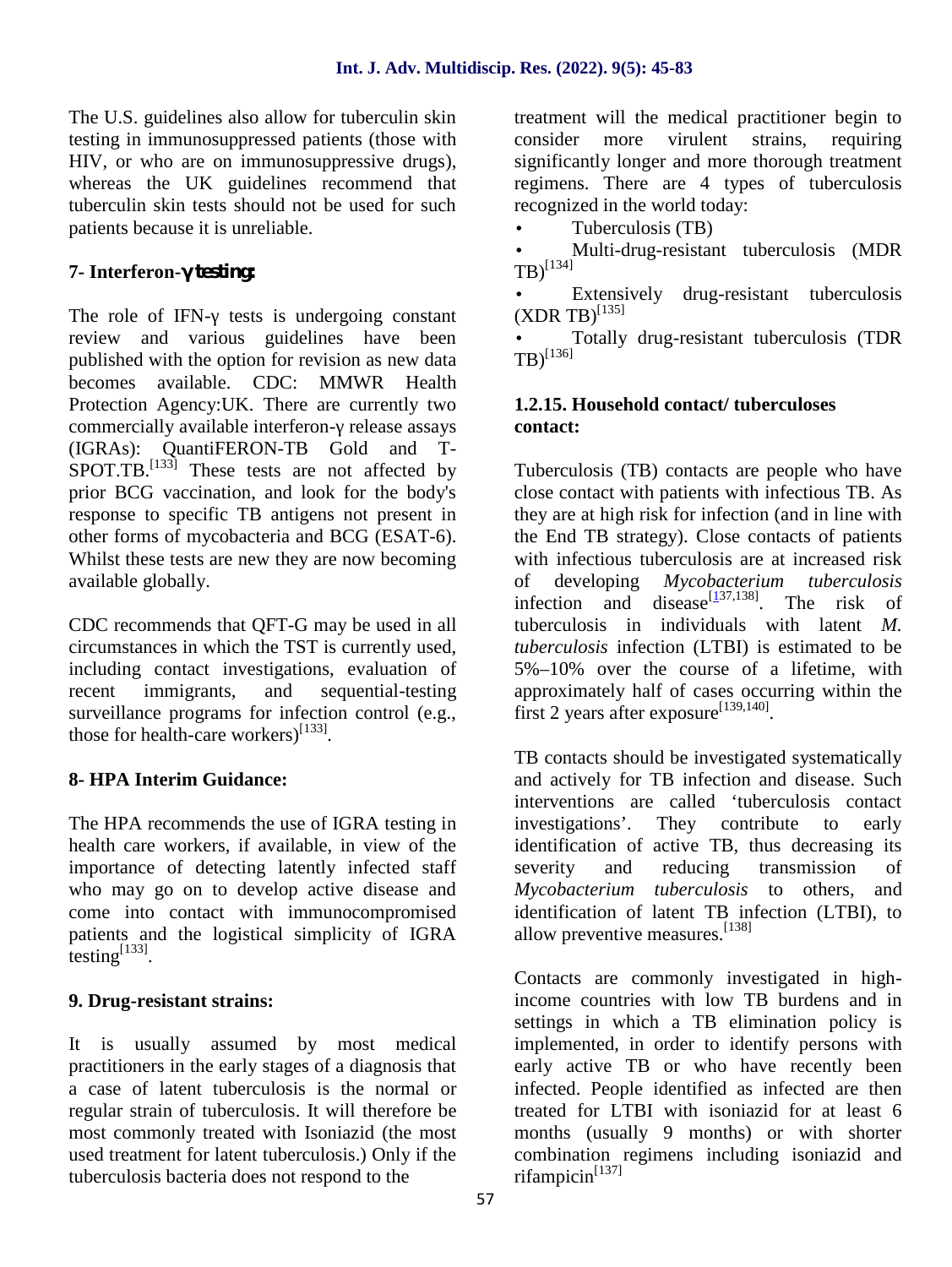The U.S. guidelines also allow for tuberculin skin testing in immunosuppressed patients (those with HIV, or who are on immunosuppressive drugs), whereas the UK guidelines recommend that tuberculin skin tests should not be used for such patients because it is unreliable.

## 7- Interferon-γ testing:

The role of IFN-γ tests is undergoing constant review and various guidelines have been published with the option for revision as new data becomes available. CDC: MMWR Health Protection Agency:UK. There are currently two commercially available interferon-γ release assays (IGRAs): QuantiFERON-TB Gold and T-SPOT.TB.[133] These tests are not affected by prior BCG vaccination, and look for the body's response to specific TB antigens not present in other forms of mycobacteria and BCG (ESAT-6). Whilst these tests are new they are now becoming available globally.

CDC recommends that QFT-G may be used in all circumstances in which the TST is currently used, including contact investigations, evaluation of recent immigrants, and sequential-testing surveillance programs for infection control (e.g., those for health-care workers)[133].

## 8- HPA Interim Guidance:

The HPA recommends the use of IGRA testing in health care workers, if available, in view of the importance of detecting latently infected staff who may go on to develop active disease and come into contact with immunocompromised patients and the logistical simplicity of IGRA testing[133].

## 9. Drug-resistant strains:

It is usually assumed by most medical practitioners in the early stages of a diagnosis that a case of latent tuberculosis is the normal or regular strain of tuberculosis. It will therefore be most commonly treated with Isoniazid (the most used treatment for latent tuberculosis.) Only if the tuberculosis bacteria does not respond to the treatment will the medical practitioner begin to consider more virulent strains, requiring significantly longer and more thorough treatment regimens. There are 4 types of tuberculosis recognized in the world today:

- Tuberculosis (TB)
- Multi-drug-resistant tuberculosis (MDR TB)[134]
- Extensively drug-resistant tuberculosis (XDR TB)[135]
- Totally drug-resistant tuberculosis (TDR TB)[136]

### 1.2.15. Household contact/ tuberculoses contact:

Tuberculosis (TB) contacts are people who have close contact with patients with infectious TB. As they are at high risk for infection (and in line with the End TB strategy). Close contacts of patients with infectious tuberculosis are at increased risk of developing *Mycobacterium tuberculosis* infection and disease[137,138]. The risk of tuberculosis in individuals with latent *M. tuberculosis* infection (LTBI) is estimated to be 5%–10% over the course of a lifetime, with approximately half of cases occurring within the first 2 years after exposure[139,140].

TB contacts should be investigated systematically and actively for TB infection and disease. Such interventions are called 'tuberculosis contact investigations'. They contribute to early identification of active TB, thus decreasing its severity and reducing transmission of *Mycobacterium tuberculosis* to others, and identification of latent TB infection (LTBI), to allow preventive measures.[138]

Contacts are commonly investigated in high-income countries with low TB burdens and in settings in which a TB elimination policy is implemented, in order to identify persons with early active TB or who have recently been infected. People identified as infected are then treated for LTBI with isoniazid for at least 6 months (usually 9 months) or with shorter combination regimens including isoniazid and rifampicin[137]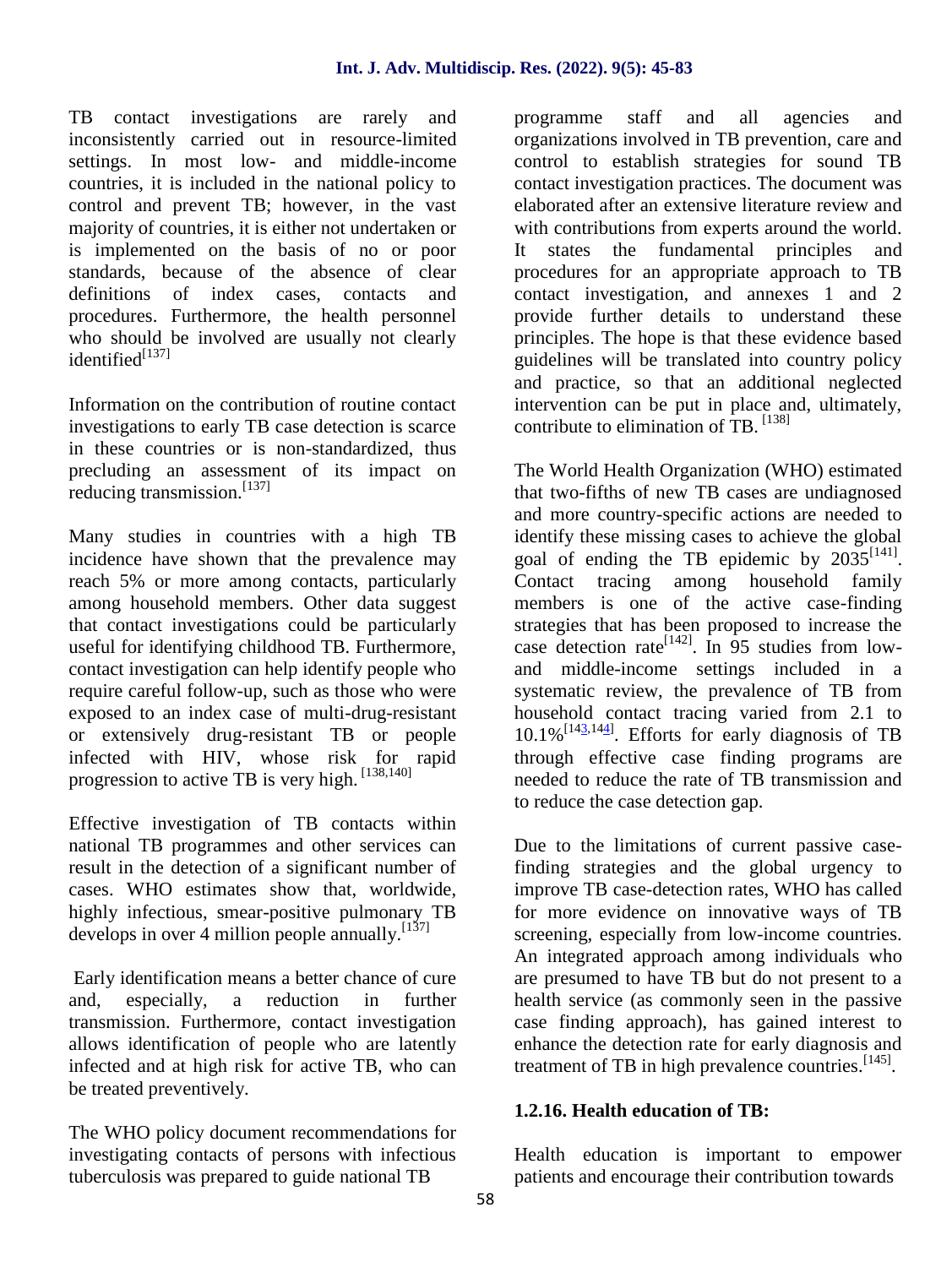TB contact investigations are rarely and inconsistently carried out in resource-limited settings. In most low- and middle-income countries, it is included in the national policy to control and prevent TB; however, in the vast majority of countries, it is either not undertaken or is implemented on the basis of no or poor standards, because of the absence of clear definitions of index cases, contacts and procedures. Furthermore, the health personnel who should be involved are usually not clearly identified[137]

Information on the contribution of routine contact investigations to early TB case detection is scarce in these countries or is non-standardized, thus precluding an assessment of its impact on reducing transmission.[137]

Many studies in countries with a high TB incidence have shown that the prevalence may reach 5% or more among contacts, particularly among household members. Other data suggest that contact investigations could be particularly useful for identifying childhood TB. Furthermore, contact investigation can help identify people who require careful follow-up, such as those who were exposed to an index case of multi-drug-resistant or extensively drug-resistant TB or people infected with HIV, whose risk for rapid progression to active TB is very high. [138,140]

Effective investigation of TB contacts within national TB programmes and other services can result in the detection of a significant number of cases. WHO estimates show that, worldwide, highly infectious, smear-positive pulmonary TB develops in over 4 million people annually.[137]

Early identification means a better chance of cure and, especially, a reduction in further transmission. Furthermore, contact investigation allows identification of people who are latently infected and at high risk for active TB, who can be treated preventively.

The WHO policy document recommendations for investigating contacts of persons with infectious tuberculosis was prepared to guide national TB programme staff and all agencies and organizations involved in TB prevention, care and control to establish strategies for sound TB contact investigation practices. The document was elaborated after an extensive literature review and with contributions from experts around the world. It states the fundamental principles and procedures for an appropriate approach to TB contact investigation, and annexes 1 and 2 provide further details to understand these principles. The hope is that these evidence based guidelines will be translated into country policy and practice, so that an additional neglected intervention can be put in place and, ultimately, contribute to elimination of TB. [138]

The World Health Organization (WHO) estimated that two-fifths of new TB cases are undiagnosed and more country-specific actions are needed to identify these missing cases to achieve the global goal of ending the TB epidemic by 2035[141]. Contact tracing among household family members is one of the active case-finding strategies that has been proposed to increase the case detection rate[142]. In 95 studies from low- and middle-income settings included in a systematic review, the prevalence of TB from household contact tracing varied from 2.1 to 10.1%[143,144]. Efforts for early diagnosis of TB through effective case finding programs are needed to reduce the rate of TB transmission and to reduce the case detection gap.

Due to the limitations of current passive case-finding strategies and the global urgency to improve TB case-detection rates, WHO has called for more evidence on innovative ways of TB screening, especially from low-income countries. An integrated approach among individuals who are presumed to have TB but do not present to a health service (as commonly seen in the passive case finding approach), has gained interest to enhance the detection rate for early diagnosis and treatment of TB in high prevalence countries.[145].

### 1.2.16. Health education of TB:

Health education is important to empower patients and encourage their contribution towards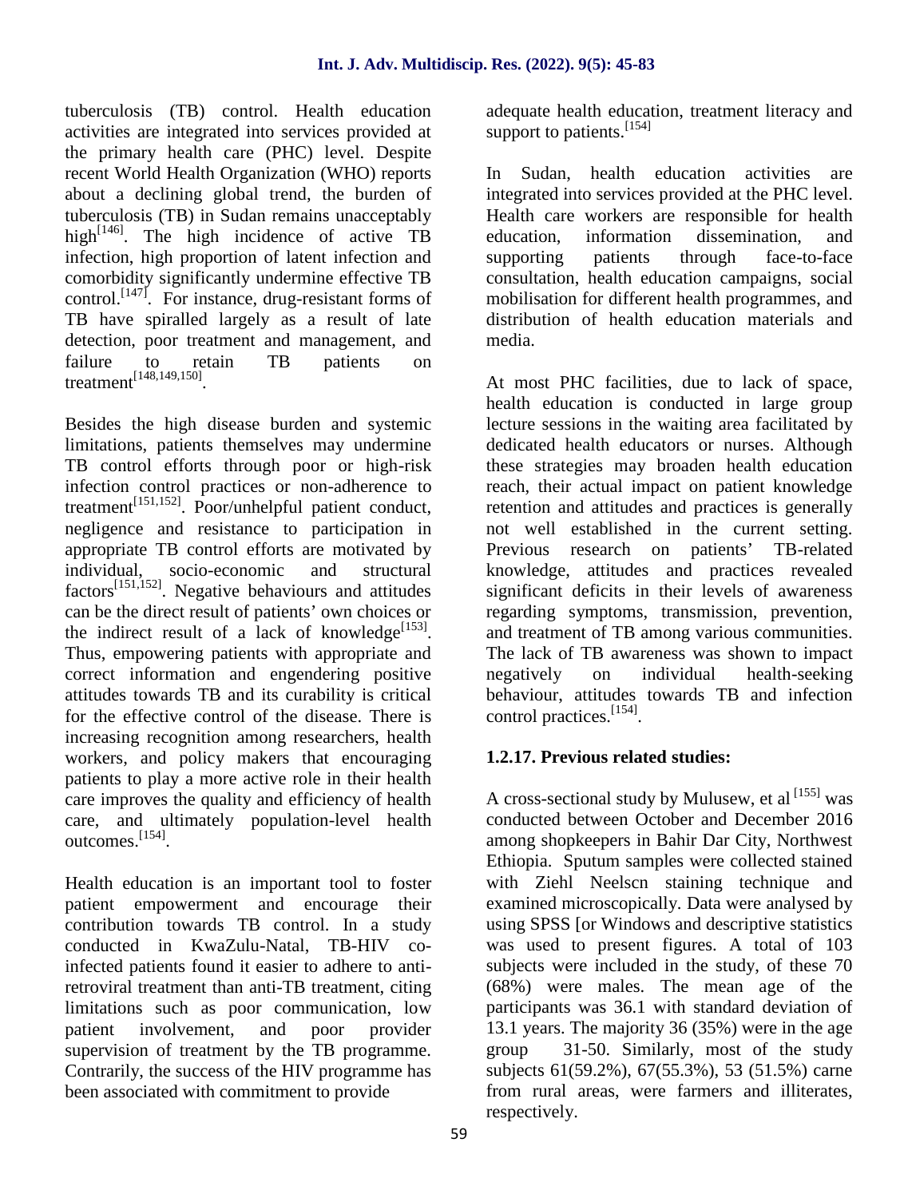tuberculosis (TB) control. Health education activities are integrated into services provided at the primary health care (PHC) level. Despite recent World Health Organization (WHO) reports about a declining global trend, the burden of tuberculosis (TB) in Sudan remains unacceptably high[146]. The high incidence of active TB infection, high proportion of latent infection and comorbidity significantly undermine effective TB control.[147]. For instance, drug-resistant forms of TB have spiralled largely as a result of late detection, poor treatment and management, and failure to retain TB patients on treatment[148,149,150].

Besides the high disease burden and systemic limitations, patients themselves may undermine TB control efforts through poor or high-risk infection control practices or non-adherence to treatment[151,152]. Poor/unhelpful patient conduct, negligence and resistance to participation in appropriate TB control efforts are motivated by individual, socio-economic and structural factors[151,152]. Negative behaviours and attitudes can be the direct result of patients' own choices or the indirect result of a lack of knowledge[153]. Thus, empowering patients with appropriate and correct information and engendering positive attitudes towards TB and its curability is critical for the effective control of the disease. There is increasing recognition among researchers, health workers, and policy makers that encouraging patients to play a more active role in their health care improves the quality and efficiency of health care, and ultimately population-level health outcomes.[154].

Health education is an important tool to foster patient empowerment and encourage their contribution towards TB control. In a study conducted in KwaZulu-Natal, TB-HIV co-infected patients found it easier to adhere to anti-retroviral treatment than anti-TB treatment, citing limitations such as poor communication, low patient involvement, and poor provider supervision of treatment by the TB programme. Contrarily, the success of the HIV programme has been associated with commitment to provide adequate health education, treatment literacy and support to patients.[154]

In Sudan, health education activities are integrated into services provided at the PHC level. Health care workers are responsible for health education, information dissemination, and supporting patients through face-to-face consultation, health education campaigns, social mobilisation for different health programmes, and distribution of health education materials and media.

At most PHC facilities, due to lack of space, health education is conducted in large group lecture sessions in the waiting area facilitated by dedicated health educators or nurses. Although these strategies may broaden health education reach, their actual impact on patient knowledge retention and attitudes and practices is generally not well established in the current setting. Previous research on patients' TB-related knowledge, attitudes and practices revealed significant deficits in their levels of awareness regarding symptoms, transmission, prevention, and treatment of TB among various communities. The lack of TB awareness was shown to impact negatively on individual health-seeking behaviour, attitudes towards TB and infection control practices.[154].

### 1.2.17. Previous related studies:

A cross-sectional study by Mulusew, et al [155] was conducted between October and December 2016 among shopkeepers in Bahir Dar City, Northwest Ethiopia. Sputum samples were collected stained with Ziehl Neelscn staining technique and examined microscopically. Data were analysed by using SPSS [or Windows and descriptive statistics was used to present figures. A total of 103 subjects were included in the study, of these 70 (68%) were males. The mean age of the participants was 36.1 with standard deviation of 13.1 years. The majority 36 (35%) were in the age group 31-50. Similarly, most of the study subjects 61(59.2%), 67(55.3%), 53 (51.5%) carne from rural areas, were farmers and illiterates, respectively.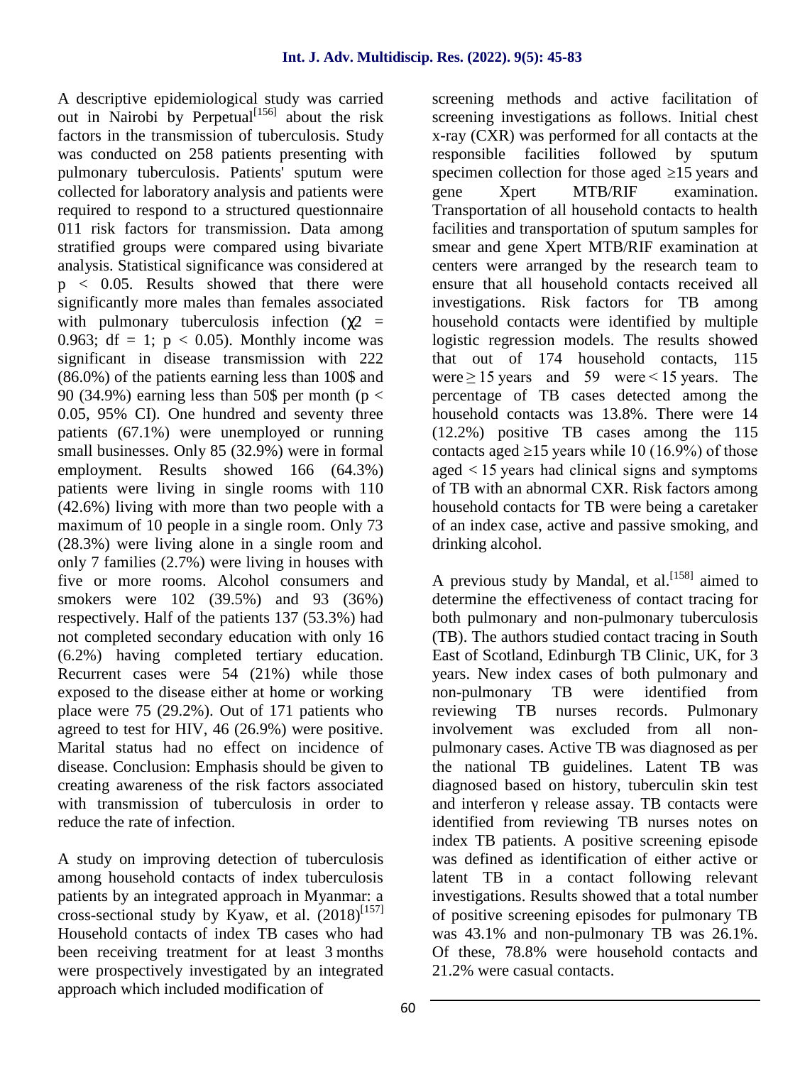A descriptive epidemiological study was carried out in Nairobi by Perpetual[156] about the risk factors in the transmission of tuberculosis. Study was conducted on 258 patients presenting with pulmonary tuberculosis. Patients' sputum were collected for laboratory analysis and patients were required to respond to a structured questionnaire 011 risk factors for transmission. Data among stratified groups were compared using bivariate analysis. Statistical significance was considered at $p < 0.05$. Results showed that there were significantly more males than females associated with pulmonary tuberculosis infection ($\chi 2 = 0.963$; df = 1; $p < 0.05$). Monthly income was significant in disease transmission with 222 (86.0%) of the patients earning less than 100$ and 90 (34.9%) earning less than 50$ per month ($p < 0.05$, 95% CI). One hundred and seventy three patients (67.1%) were unemployed or running small businesses. Only 85 (32.9%) were in formal employment. Results showed 166 (64.3%) patients were living in single rooms with 110 (42.6%) living with more than two people with a maximum of 10 people in a single room. Only 73 (28.3%) were living alone in a single room and only 7 families (2.7%) were living in houses with five or more rooms. Alcohol consumers and smokers were 102 (39.5%) and 93 (36%) respectively. Half of the patients 137 (53.3%) had not completed secondary education with only 16 (6.2%) having completed tertiary education. Recurrent cases were 54 (21%) while those exposed to the disease either at home or working place were 75 (29.2%). Out of 171 patients who agreed to test for HIV, 46 (26.9%) were positive. Marital status had no effect on incidence of disease. Conclusion: Emphasis should be given to creating awareness of the risk factors associated with transmission of tuberculosis in order to reduce the rate of infection.

A study on improving detection of tuberculosis among household contacts of index tuberculosis patients by an integrated approach in Myanmar: a cross-sectional study by Kyaw, et al. (2018)[157] Household contacts of index TB cases who had been receiving treatment for at least 3 months were prospectively investigated by an integrated approach which included modification of screening methods and active facilitation of screening investigations as follows. Initial chest x-ray (CXR) was performed for all contacts at the responsible facilities followed by sputum specimen collection for those aged ≥15 years and gene Xpert MTB/RIF examination. Transportation of all household contacts to health facilities and transportation of sputum samples for smear and gene Xpert MTB/RIF examination at centers were arranged by the research team to ensure that all household contacts received all investigations. Risk factors for TB among household contacts were identified by multiple logistic regression models. The results showed that out of 174 household contacts, 115 were ≥ 15 years and 59 were < 15 years. The percentage of TB cases detected among the household contacts was 13.8%. There were 14 (12.2%) positive TB cases among the 115 contacts aged ≥15 years while 10 (16.9%) of those aged < 15 years had clinical signs and symptoms of TB with an abnormal CXR. Risk factors among household contacts for TB were being a caretaker of an index case, active and passive smoking, and drinking alcohol.

A previous study by Mandal, et al.[158] aimed to determine the effectiveness of contact tracing for both pulmonary and non-pulmonary tuberculosis (TB). The authors studied contact tracing in South East of Scotland, Edinburgh TB Clinic, UK, for 3 years. New index cases of both pulmonary and non-pulmonary TB were identified from reviewing TB nurses records. Pulmonary involvement was excluded from all non-pulmonary cases. Active TB was diagnosed as per the national TB guidelines. Latent TB was diagnosed based on history, tuberculin skin test and interferon γ release assay. TB contacts were identified from reviewing TB nurses notes on index TB patients. A positive screening episode was defined as identification of either active or latent TB in a contact following relevant investigations. Results showed that a total number of positive screening episodes for pulmonary TB was 43.1% and non-pulmonary TB was 26.1%. Of these, 78.8% were household contacts and 21.2% were casual contacts.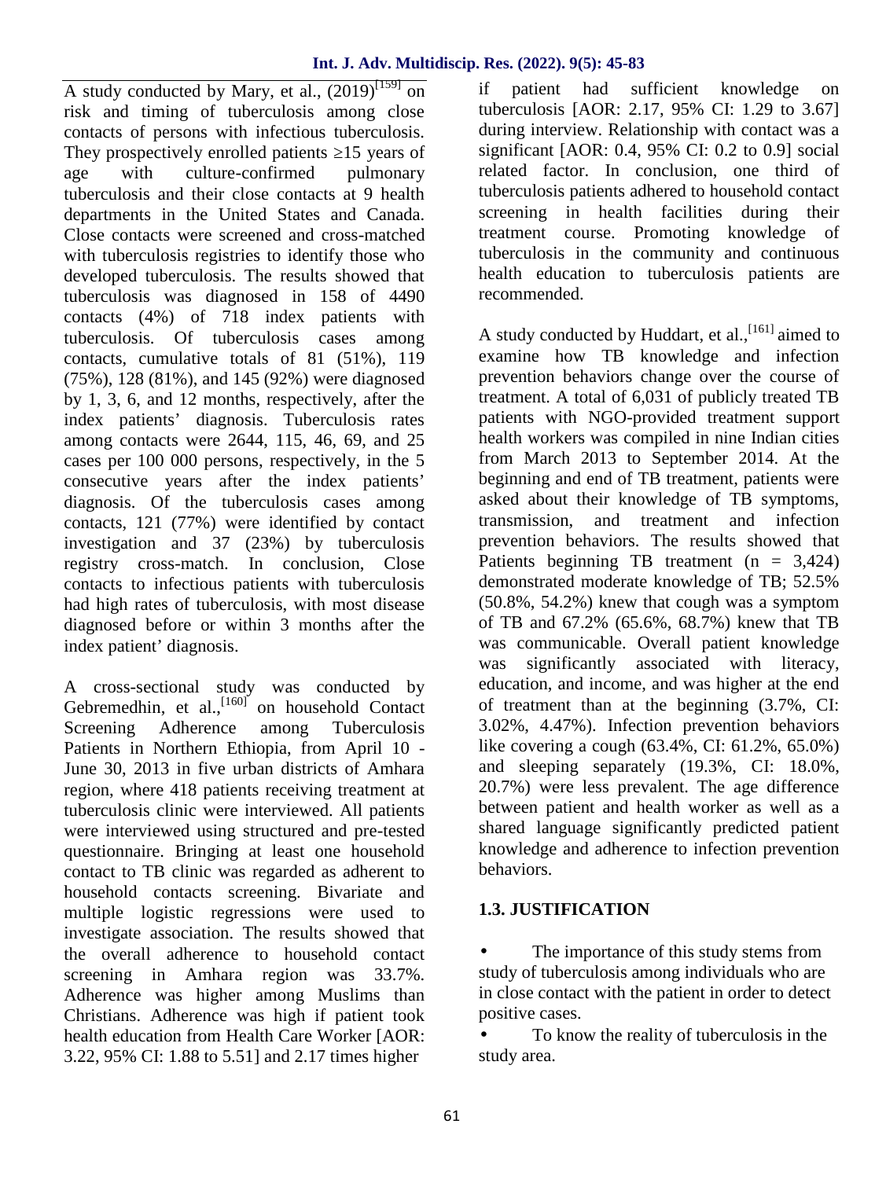A study conducted by Mary, et al., (2019)[159] on risk and timing of tuberculosis among close contacts of persons with infectious tuberculosis. They prospectively enrolled patients ≥15 years of age with culture-confirmed pulmonary tuberculosis and their close contacts at 9 health departments in the United States and Canada. Close contacts were screened and cross-matched with tuberculosis registries to identify those who developed tuberculosis. The results showed that tuberculosis was diagnosed in 158 of 4490 contacts (4%) of 718 index patients with tuberculosis. Of tuberculosis cases among contacts, cumulative totals of 81 (51%), 119 (75%), 128 (81%), and 145 (92%) were diagnosed by 1, 3, 6, and 12 months, respectively, after the index patients' diagnosis. Tuberculosis rates among contacts were 2644, 115, 46, 69, and 25 cases per 100 000 persons, respectively, in the 5 consecutive years after the index patients' diagnosis. Of the tuberculosis cases among contacts, 121 (77%) were identified by contact investigation and 37 (23%) by tuberculosis registry cross-match. In conclusion, Close contacts to infectious patients with tuberculosis had high rates of tuberculosis, with most disease diagnosed before or within 3 months after the index patient' diagnosis.

A cross-sectional study was conducted by Gebremedhin, et al.,[160] on household Contact Screening Adherence among Tuberculosis Patients in Northern Ethiopia, from April 10 - June 30, 2013 in five urban districts of Amhara region, where 418 patients receiving treatment at tuberculosis clinic were interviewed. All patients were interviewed using structured and pre-tested questionnaire. Bringing at least one household contact to TB clinic was regarded as adherent to household contacts screening. Bivariate and multiple logistic regressions were used to investigate association. The results showed that the overall adherence to household contact screening in Amhara region was 33.7%. Adherence was higher among Muslims than Christians. Adherence was high if patient took health education from Health Care Worker [AOR: 3.22, 95% CI: 1.88 to 5.51] and 2.17 times higher if patient had sufficient knowledge on tuberculosis [AOR: 2.17, 95% CI: 1.29 to 3.67] during interview. Relationship with contact was a significant [AOR: 0.4, 95% CI: 0.2 to 0.9] social related factor. In conclusion, one third of tuberculosis patients adhered to household contact screening in health facilities during their treatment course. Promoting knowledge of tuberculosis in the community and continuous health education to tuberculosis patients are recommended.

A study conducted by Huddart, et al.,[161] aimed to examine how TB knowledge and infection prevention behaviors change over the course of treatment. A total of 6,031 of publicly treated TB patients with NGO-provided treatment support health workers was compiled in nine Indian cities from March 2013 to September 2014. At the beginning and end of TB treatment, patients were asked about their knowledge of TB symptoms, transmission, and treatment and infection prevention behaviors. The results showed that Patients beginning TB treatment (n = 3,424) demonstrated moderate knowledge of TB; 52.5% (50.8%, 54.2%) knew that cough was a symptom of TB and 67.2% (65.6%, 68.7%) knew that TB was communicable. Overall patient knowledge was significantly associated with literacy, education, and income, and was higher at the end of treatment than at the beginning (3.7%, CI: 3.02%, 4.47%). Infection prevention behaviors like covering a cough (63.4%, CI: 61.2%, 65.0%) and sleeping separately (19.3%, CI: 18.0%, 20.7%) were less prevalent. The age difference between patient and health worker as well as a shared language significantly predicted patient knowledge and adherence to infection prevention behaviors.

### 1.3. JUSTIFICATION

- The importance of this study stems from study of tuberculosis among individuals who are in close contact with the patient in order to detect positive cases.
- To know the reality of tuberculosis in the study area.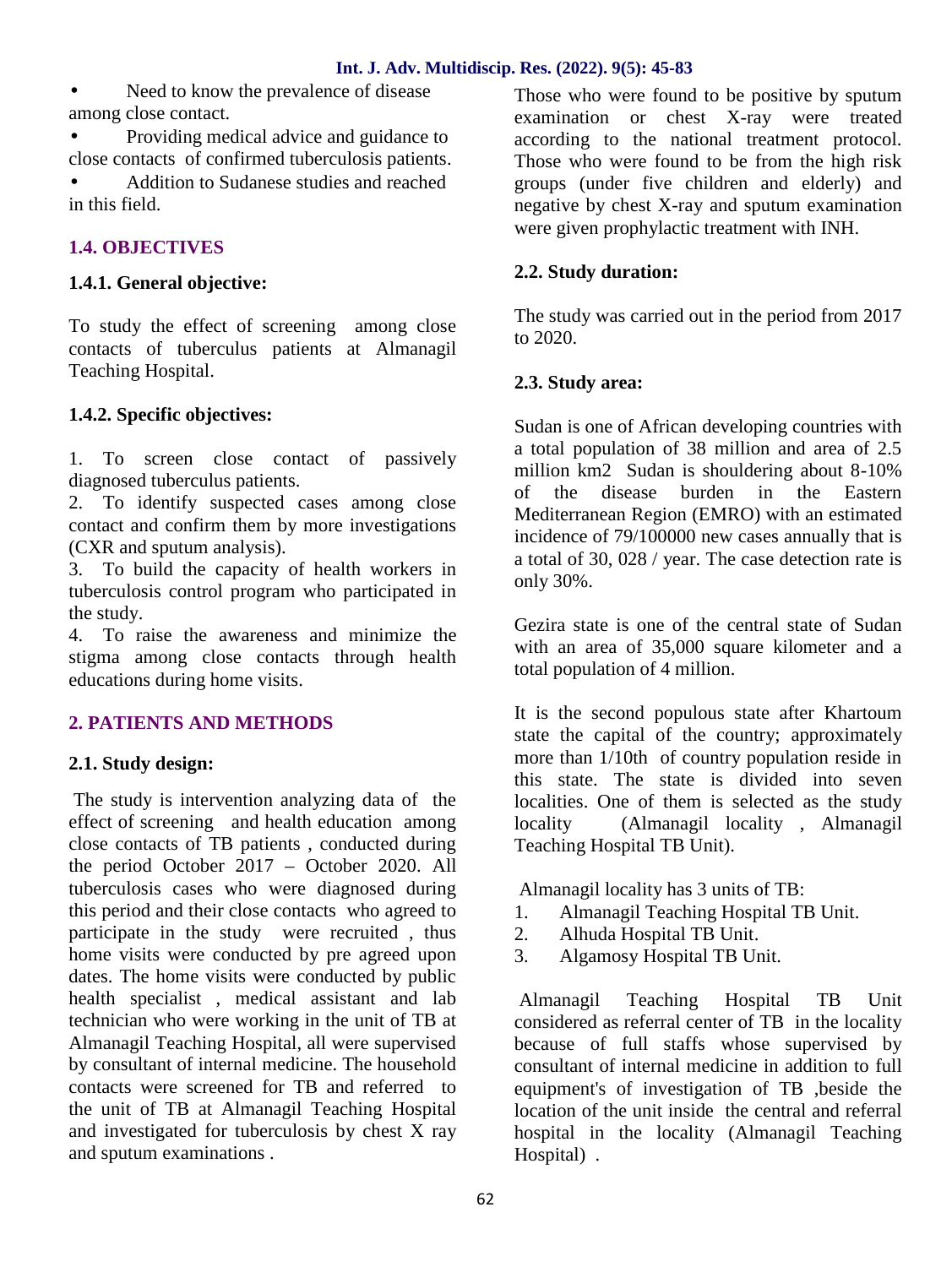- Need to know the prevalence of disease among close contact.
- Providing medical advice and guidance to close contacts of confirmed tuberculosis patients.
- Addition to Sudanese studies and reached in this field.

## 1.4. OBJECTIVES

### 1.4.1. General objective:

To study the effect of screening among close contacts of tuberculus patients at Almanagil Teaching Hospital.

### 1.4.2. Specific objectives:

1. To screen close contact of passively diagnosed tuberculus patients.
2. To identify suspected cases among close contact and confirm them by more investigations (CXR and sputum analysis).
3. To build the capacity of health workers in tuberculosis control program who participated in the study.
4. To raise the awareness and minimize the stigma among close contacts through health educations during home visits.

## 2. PATIENTS AND METHODS

### 2.1. Study design:

The study is intervention analyzing data of the effect of screening and health education among close contacts of TB patients , conducted during the period October 2017 – October 2020. All tuberculosis cases who were diagnosed during this period and their close contacts who agreed to participate in the study were recruited , thus home visits were conducted by pre agreed upon dates. The home visits were conducted by public health specialist , medical assistant and lab technician who were working in the unit of TB at Almanagil Teaching Hospital, all were supervised by consultant of internal medicine. The household contacts were screened for TB and referred to the unit of TB at Almanagil Teaching Hospital and investigated for tuberculosis by chest X ray and sputum examinations .

Those who were found to be positive by sputum examination or chest X-ray were treated according to the national treatment protocol. Those who were found to be from the high risk groups (under five children and elderly) and negative by chest X-ray and sputum examination were given prophylactic treatment with INH.

### 2.2. Study duration:

The study was carried out in the period from 2017 to 2020.

### 2.3. Study area:

Sudan is one of African developing countries with a total population of 38 million and area of 2.5 million km2 Sudan is shouldering about 8-10% of the disease burden in the Eastern Mediterranean Region (EMRO) with an estimated incidence of 79/100000 new cases annually that is a total of 30, 028 / year. The case detection rate is only 30%.

Gezira state is one of the central state of Sudan with an area of 35,000 square kilometer and a total population of 4 million.

It is the second populous state after Khartoum state the capital of the country; approximately more than 1/10th of country population reside in this state. The state is divided into seven localities. One of them is selected as the study locality (Almanagil locality , Almanagil Teaching Hospital TB Unit).

Almanagil locality has 3 units of TB:

1. Almanagil Teaching Hospital TB Unit.
2. Alhuda Hospital TB Unit.
3. Algamosy Hospital TB Unit.

Almanagil Teaching Hospital TB Unit considered as referral center of TB in the locality because of full staffs whose supervised by consultant of internal medicine in addition to full equipment's of investigation of TB ,beside the location of the unit inside the central and referral hospital in the locality (Almanagil Teaching Hospital) .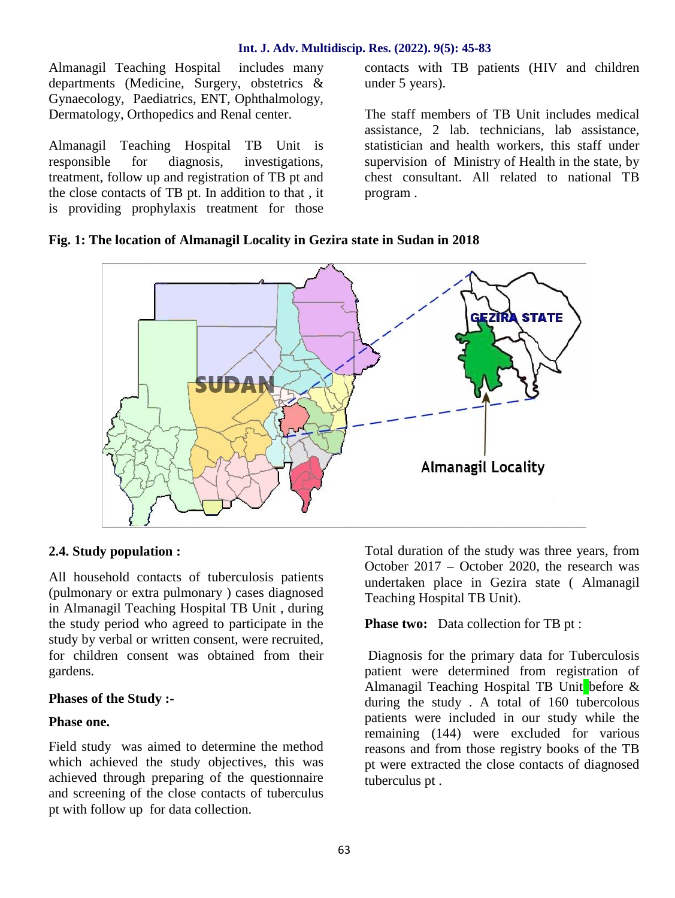Almanagil Teaching Hospital includes many departments (Medicine, Surgery, obstetrics & Gynaecology, Paediatrics, ENT, Ophthalmology, Dermatology, Orthopedics and Renal center.

Almanagil Teaching Hospital TB Unit is responsible for diagnosis, investigations, treatment, follow up and registration of TB pt and the close contacts of TB pt. In addition to that , it is providing prophylaxis treatment for those contacts with TB patients (HIV and children under 5 years).

The staff members of TB Unit includes medical assistance, 2 lab. technicians, lab assistance, statistician and health workers, this staff under supervision of Ministry of Health in the state, by chest consultant. All related to national TB program .

**Fig. 1: The location of Almanagil Locality in Gezira state in Sudan in 2018**

### 2.4. Study population :

All household contacts of tuberculosis patients (pulmonary or extra pulmonary ) cases diagnosed in Almanagil Teaching Hospital TB Unit , during the study period who agreed to participate in the study by verbal or written consent, were recruited, for children consent was obtained from their gardens.

**Phases of the Study :-**

**Phase one.**

Field study was aimed to determine the method which achieved the study objectives, this was achieved through preparing of the questionnaire and screening of the close contacts of tuberculus pt with follow up for data collection.

Total duration of the study was three years, from October 2017 – October 2020, the research was undertaken place in Gezira state ( Almanagil Teaching Hospital TB Unit).

**Phase two:** Data collection for TB pt :

Diagnosis for the primary data for Tuberculosis patient were determined from registration of Almanagil Teaching Hospital TB Unit before & during the study . A total of 160 tubercolous patients were included in our study while the remaining (144) were excluded for various reasons and from those registry books of the TB pt were extracted the close contacts of diagnosed tuberculus pt .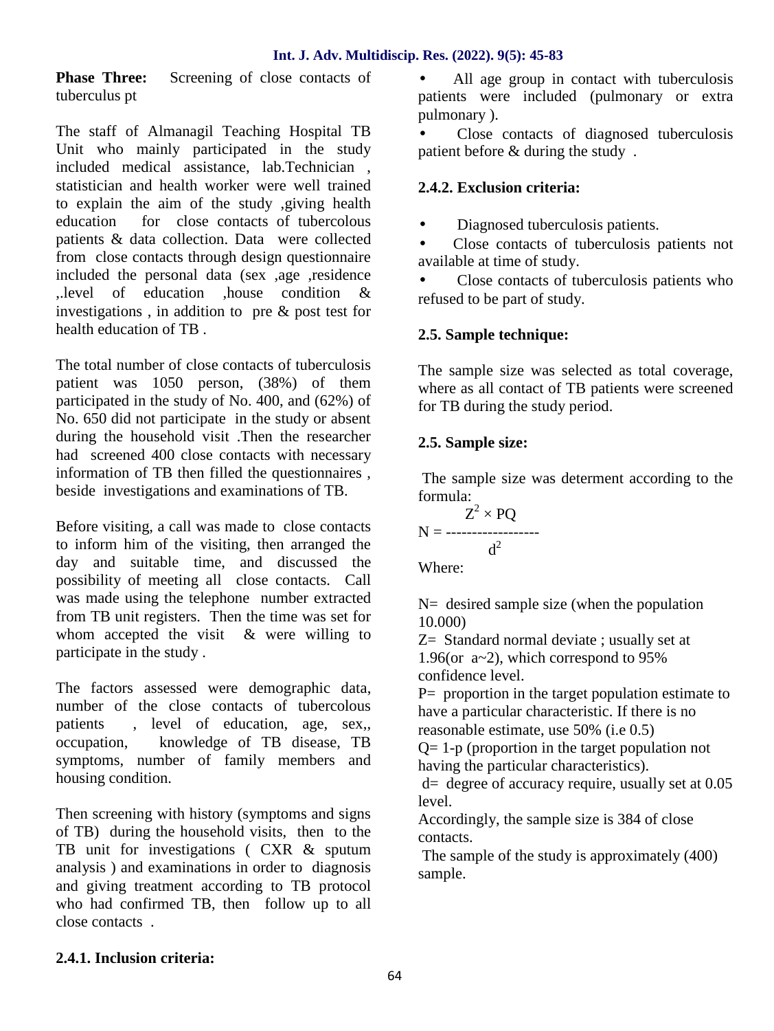**Phase Three:** Screening of close contacts of tuberculus pt

The staff of Almanagil Teaching Hospital TB Unit who mainly participated in the study included medical assistance, lab.Technician , statistician and health worker were well trained to explain the aim of the study ,giving health education for close contacts of tubercolous patients & data collection. Data were collected from close contacts through design questionnaire included the personal data (sex ,age ,residence ,.level of education ,house condition & investigations , in addition to pre & post test for health education of TB .

The total number of close contacts of tuberculosis patient was 1050 person, (38%) of them participated in the study of No. 400, and (62%) of No. 650 did not participate in the study or absent during the household visit .Then the researcher had screened 400 close contacts with necessary information of TB then filled the questionnaires , beside investigations and examinations of TB.

Before visiting, a call was made to close contacts to inform him of the visiting, then arranged the day and suitable time, and discussed the possibility of meeting all close contacts. Call was made using the telephone number extracted from TB unit registers. Then the time was set for whom accepted the visit & were willing to participate in the study .

The factors assessed were demographic data, number of the close contacts of tubercolous patients , level of education, age, sex,, occupation, knowledge of TB disease, TB symptoms, number of family members and housing condition.

Then screening with history (symptoms and signs of TB) during the household visits, then to the TB unit for investigations ( CXR & sputum analysis ) and examinations in order to diagnosis and giving treatment according to TB protocol who had confirmed TB, then follow up to all close contacts .

### 2.4.1. Inclusion criteria:

- All age group in contact with tuberculosis patients were included (pulmonary or extra pulmonary ).
- Close contacts of diagnosed tuberculosis patient before & during the study .

### 2.4.2. Exclusion criteria:

- Diagnosed tuberculosis patients.
- Close contacts of tuberculosis patients not available at time of study.
- Close contacts of tuberculosis patients who refused to be part of study.

### 2.5. Sample technique:

The sample size was selected as total coverage, where as all contact of TB patients were screened for TB during the study period.

### 2.5. Sample size:

The sample size was determent according to the formula:

$$N = \frac{Z^2 \times PQ}{d^2}$$

Where:

N= desired sample size (when the population 10.000)

Z= Standard normal deviate ; usually set at 1.96(or a~2), which correspond to 95% confidence level.

P= proportion in the target population estimate to have a particular characteristic. If there is no reasonable estimate, use 50% (i.e 0.5)

Q= 1-p (proportion in the target population not having the particular characteristics).

d= degree of accuracy require, usually set at 0.05 level.

Accordingly, the sample size is 384 of close contacts.

The sample of the study is approximately (400) sample.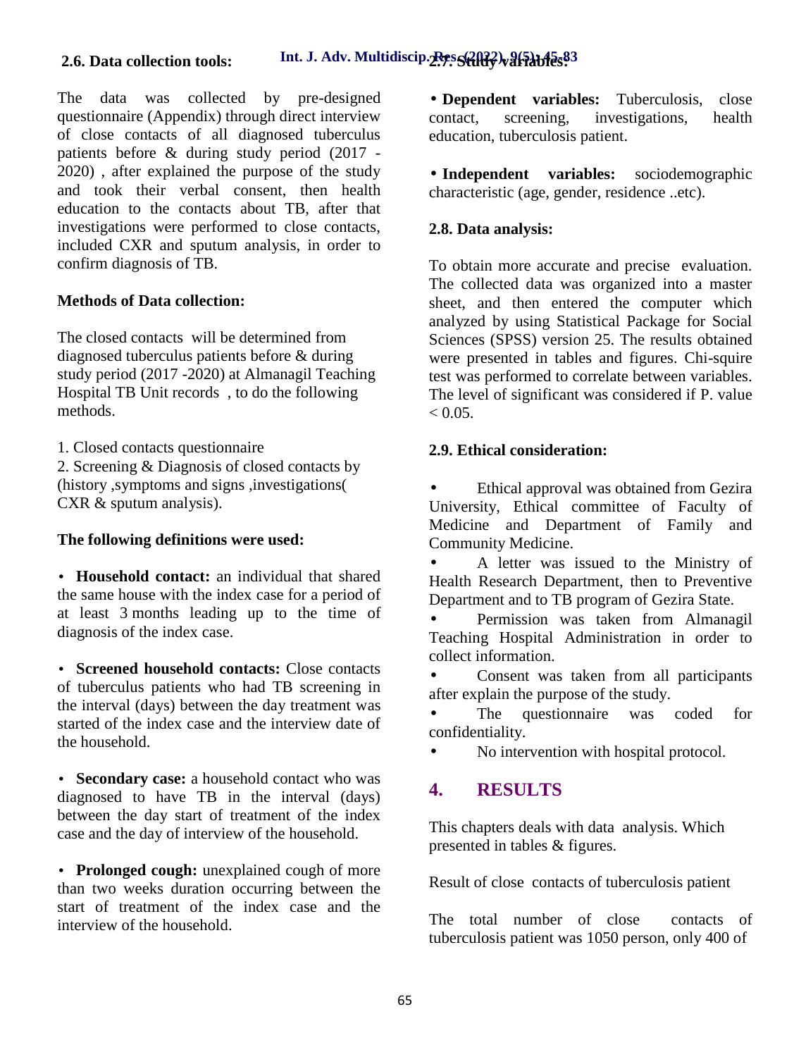### 2.6. Data collection tools:

The data was collected by pre-designed questionnaire (Appendix) through direct interview of close contacts of all diagnosed tuberculus patients before & during study period (2017 - 2020) , after explained the purpose of the study and took their verbal consent, then health education to the contacts about TB, after that investigations were performed to close contacts, included CXR and sputum analysis, in order to confirm diagnosis of TB.

**Methods of Data collection:**

The closed contacts will be determined from diagnosed tuberculus patients before & during study period (2017 -2020) at Almanagil Teaching Hospital TB Unit records , to do the following methods.

1. Closed contacts questionnaire
2. Screening & Diagnosis of closed contacts by (history ,symptoms and signs ,investigations( CXR & sputum analysis).

**The following definitions were used:**

- **Household contact:** an individual that shared the same house with the index case for a period of at least 3 months leading up to the time of diagnosis of the index case.

- **Screened household contacts:** Close contacts of tuberculus patients who had TB screening in the interval (days) between the day treatment was started of the index case and the interview date of the household.

- **Secondary case:** a household contact who was diagnosed to have TB in the interval (days) between the day start of treatment of the index case and the day of interview of the household.

- **Prolonged cough:** unexplained cough of more than two weeks duration occurring between the start of treatment of the index case and the interview of the household.

### 2.7. Study variables:

- **Dependent variables:** Tuberculosis, close contact, screening, investigations, health education, tuberculosis patient.

- **Independent variables:** sociodemographic characteristic (age, gender, residence ..etc).

### 2.8. Data analysis:

To obtain more accurate and precise evaluation. The collected data was organized into a master sheet, and then entered the computer which analyzed by using Statistical Package for Social Sciences (SPSS) version 25. The results obtained were presented in tables and figures. Chi-squire test was performed to correlate between variables. The level of significant was considered if P. value $< 0.05$.

### 2.9. Ethical consideration:

- Ethical approval was obtained from Gezira University, Ethical committee of Faculty of Medicine and Department of Family and Community Medicine.
- A letter was issued to the Ministry of Health Research Department, then to Preventive Department and to TB program of Gezira State.
- Permission was taken from Almanagil Teaching Hospital Administration in order to collect information.
- Consent was taken from all participants after explain the purpose of the study.
- The questionnaire was coded for confidentiality.
- No intervention with hospital protocol.

## 4. RESULTS

This chapters deals with data analysis. Which presented in tables & figures.

Result of close contacts of tuberculosis patient

The total number of close contacts of tuberculosis patient was 1050 person, only 400 of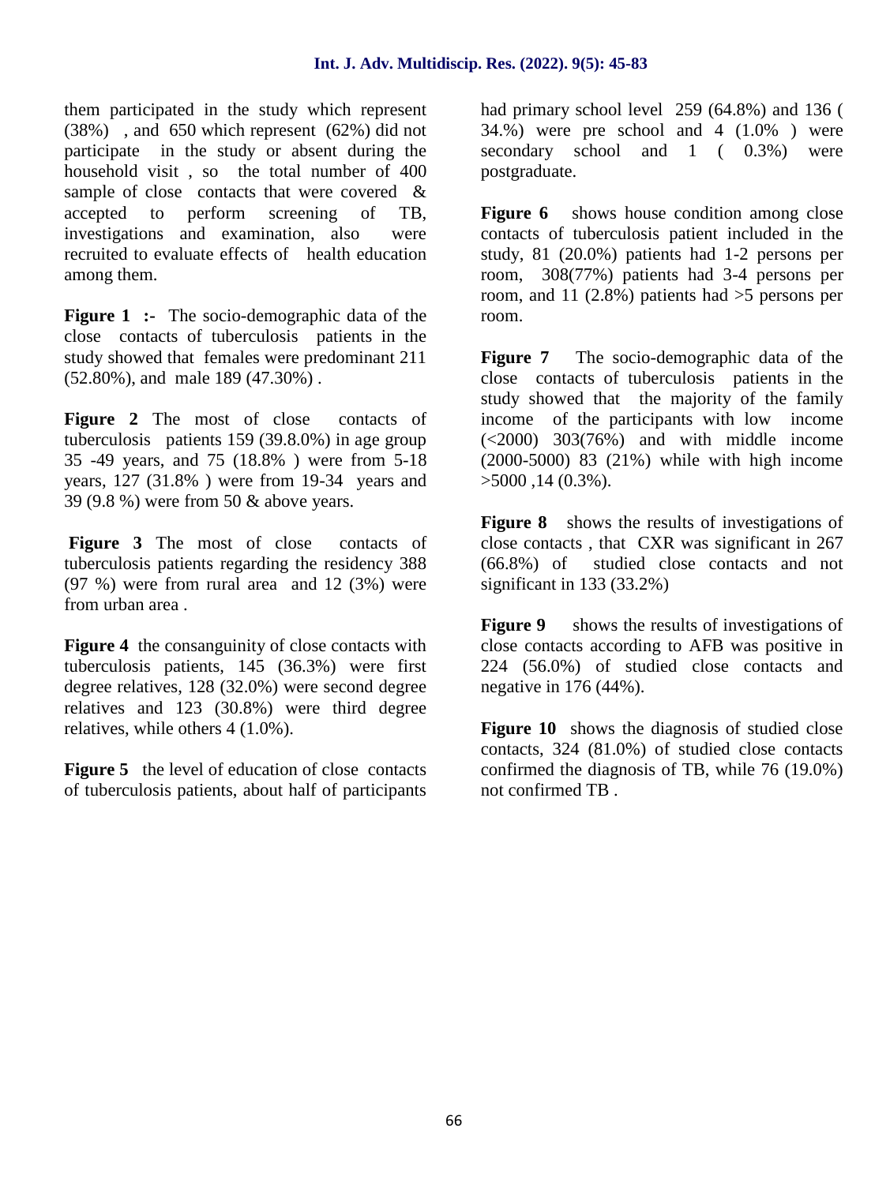them participated in the study which represent (38%) , and 650 which represent (62%) did not participate in the study or absent during the household visit , so the total number of 400 sample of close contacts that were covered & accepted to perform screening of TB, investigations and examination, also were recruited to evaluate effects of health education among them.

**Figure 1 :-** The socio-demographic data of the close contacts of tuberculosis patients in the study showed that females were predominant 211 (52.80%), and male 189 (47.30%) .

**Figure 2** The most of close contacts of tuberculosis patients 159 (39.8.0%) in age group 35 -49 years, and 75 (18.8% ) were from 5-18 years, 127 (31.8% ) were from 19-34 years and 39 (9.8 %) were from 50 & above years.

**Figure 3** The most of close contacts of tuberculosis patients regarding the residency 388 (97 %) were from rural area and 12 (3%) were from urban area .

**Figure 4** the consanguinity of close contacts with tuberculosis patients, 145 (36.3%) were first degree relatives, 128 (32.0%) were second degree relatives and 123 (30.8%) were third degree relatives, while others 4 (1.0%).

**Figure 5** the level of education of close contacts of tuberculosis patients, about half of participants had primary school level 259 (64.8%) and 136 ( 34.%) were pre school and 4 (1.0% ) were secondary school and 1 ( 0.3%) were postgraduate.

**Figure 6** shows house condition among close contacts of tuberculosis patient included in the study, 81 (20.0%) patients had 1-2 persons per room, 308(77%) patients had 3-4 persons per room, and 11 (2.8%) patients had >5 persons per room.

**Figure 7** The socio-demographic data of the close contacts of tuberculosis patients in the study showed that the majority of the family income of the participants with low income (<2000) 303(76%) and with middle income (2000-5000) 83 (21%) while with high income >5000 ,14 (0.3%).

**Figure 8** shows the results of investigations of close contacts , that CXR was significant in 267 (66.8%) of studied close contacts and not significant in 133 (33.2%)

**Figure 9** shows the results of investigations of close contacts according to AFB was positive in 224 (56.0%) of studied close contacts and negative in 176 (44%).

**Figure 10** shows the diagnosis of studied close contacts, 324 (81.0%) of studied close contacts confirmed the diagnosis of TB, while 76 (19.0%) not confirmed TB .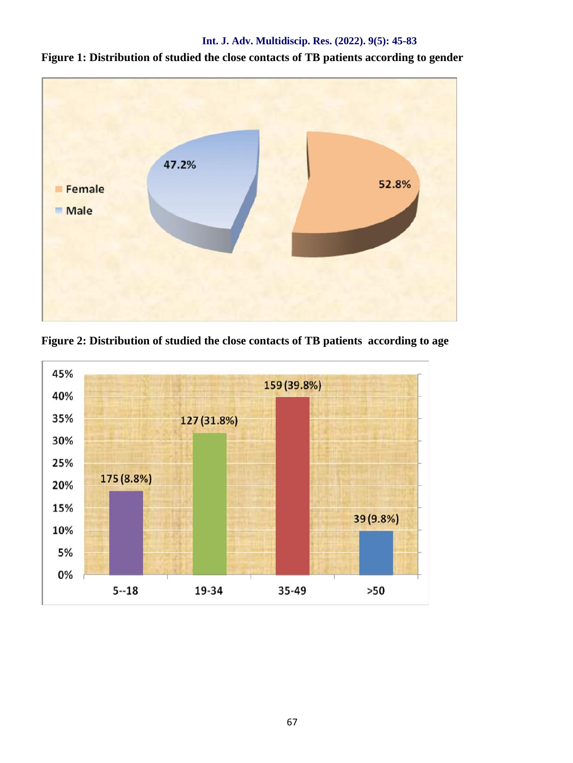**Figure 1: Distribution of studied the close contacts of TB patients according to gender**

| Gender | Percentage |
|---|---|
| Female | 52.8% |
| Male | 47.2% |

**Figure 2: Distribution of studied the close contacts of TB patients according to age**

| Age | Value |
|---|---|
| 5--18 | 175 (8.8%) |
| 19-34 | 127 (31.8%) |
| 35-49 | 159 (39.8%) |
| >50 | 39 (9.8%) |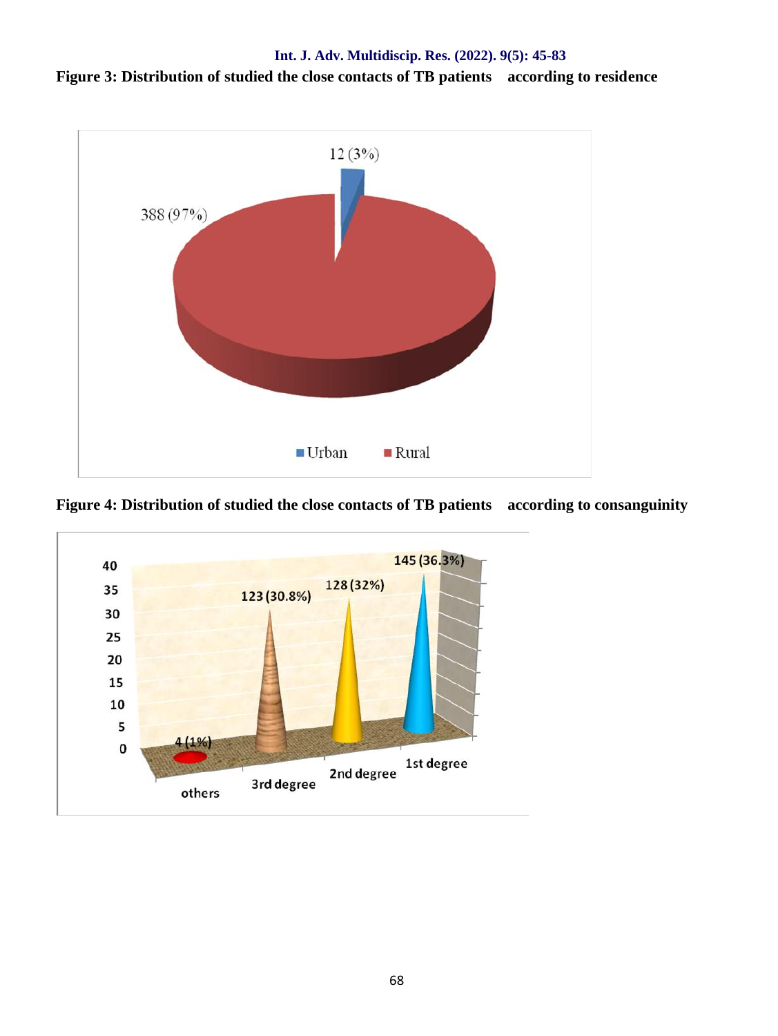**Figure 3: Distribution of studied the close contacts of TB patients according to residence**

**Figure 4: Distribution of studied the close contacts of TB patients according to consanguinity**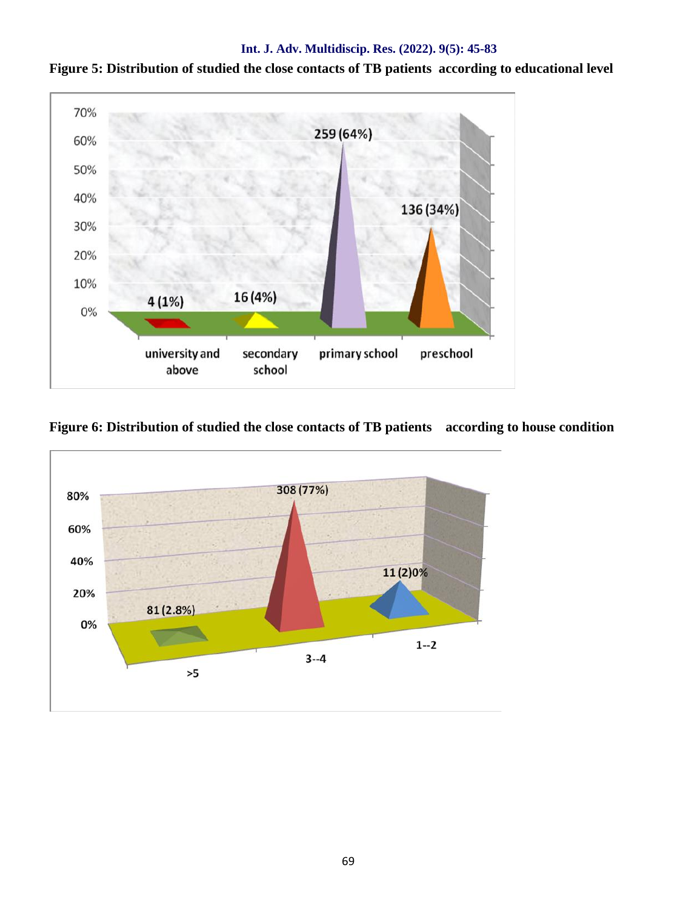**Figure 5: Distribution of studied the close contacts of TB patients according to educational level**

| Educational level | Value |
|---|---|
| university and above | 4 (1%) |
| secondary school | 16 (4%) |
| primary school | 259 (64%) |
| preschool | 136 (34%) |

**Figure 6: Distribution of studied the close contacts of TB patients according to house condition**

| House condition | Value |
|---|---|
| >5 | 81 (2.8%) |
| 3--4 | 308 (77%) |
| 1--2 | 11 (2)0% |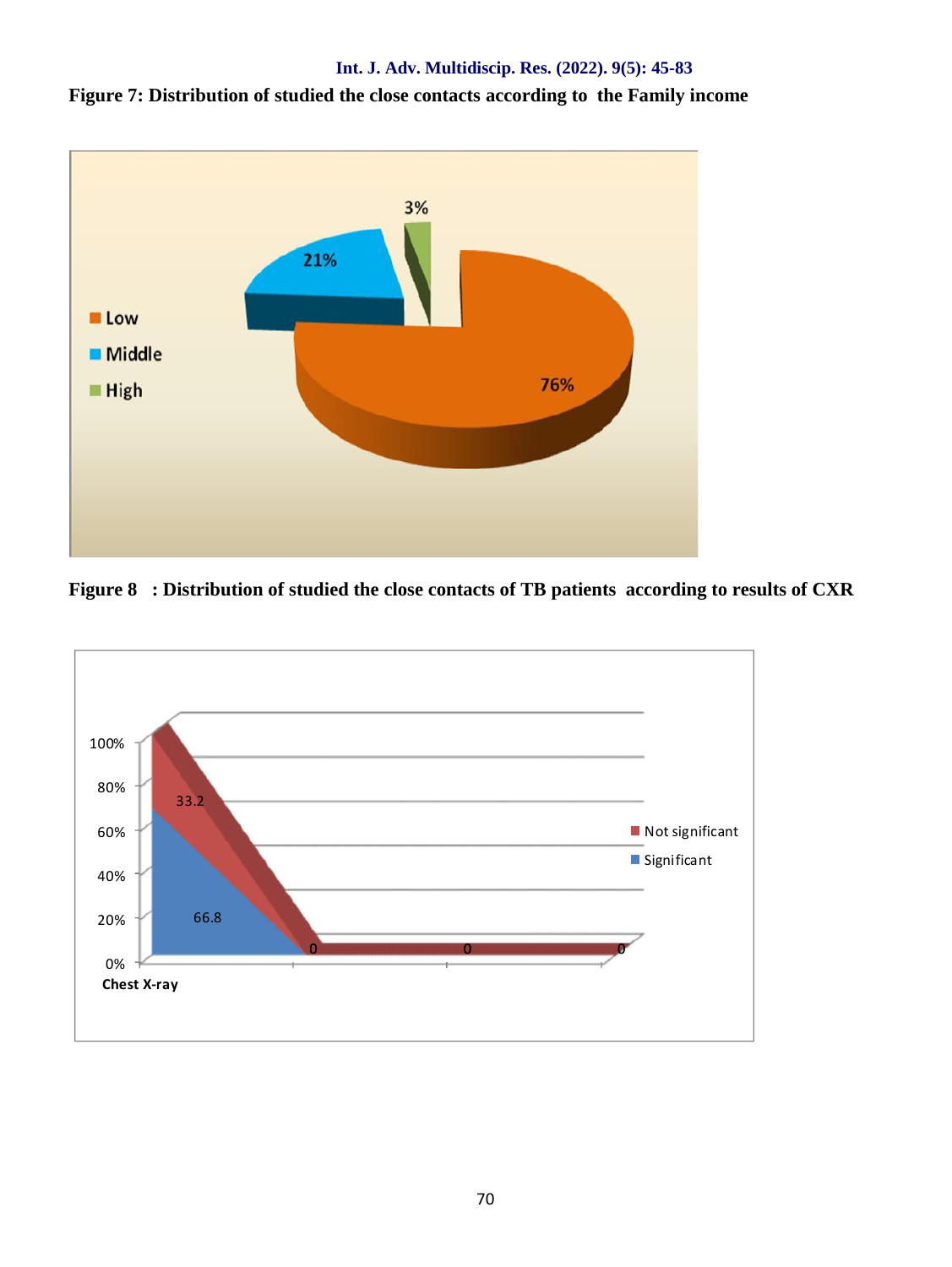**Figure 7: Distribution of studied the close contacts according to the Family income**

**Figure 8 : Distribution of studied the close contacts of TB patients according to results of CXR**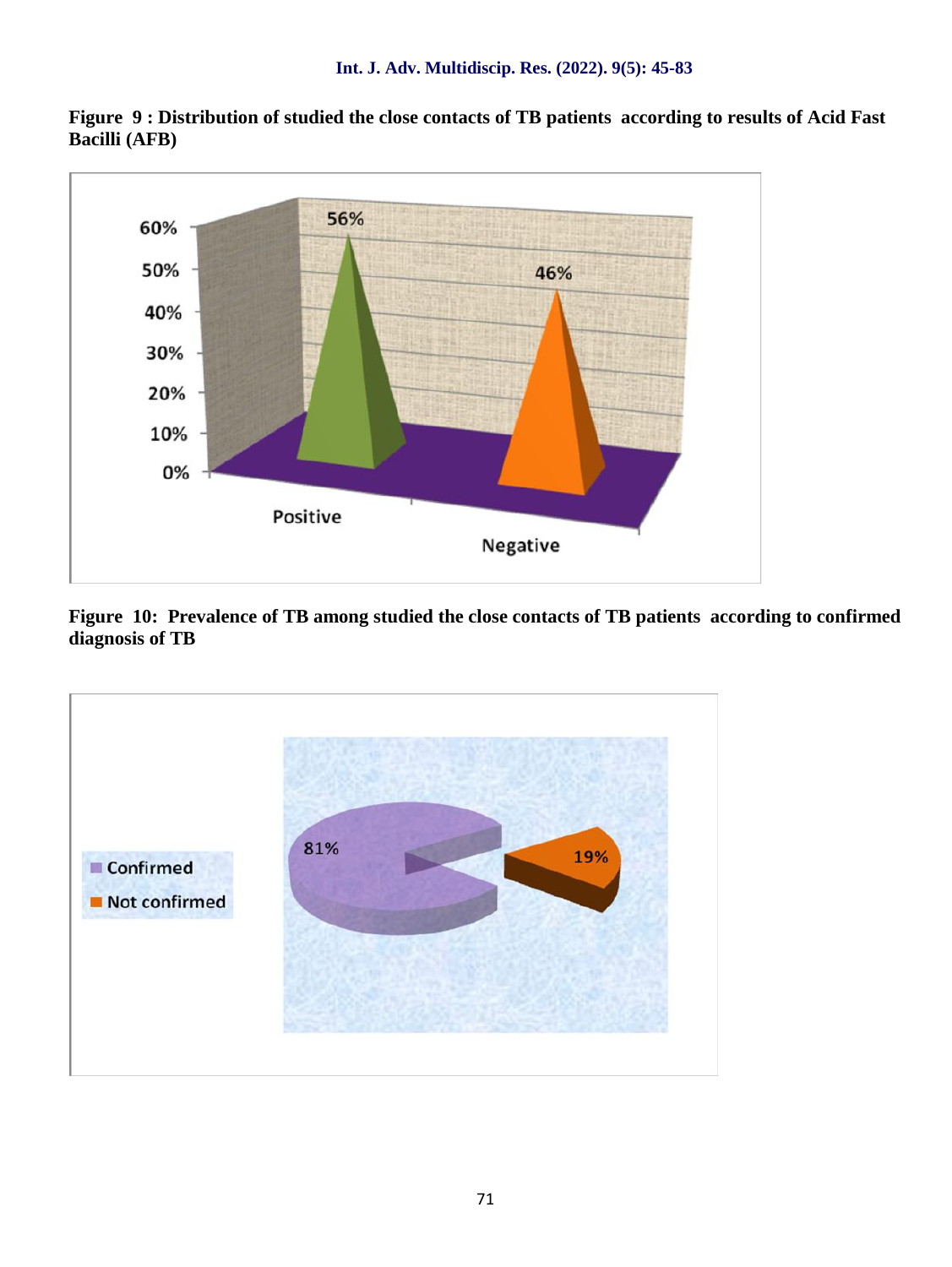**Figure 9 : Distribution of studied the close contacts of TB patients according to results of Acid Fast Bacilli (AFB)**

**Figure 10: Prevalence of TB among studied the close contacts of TB patients according to confirmed diagnosis of TB**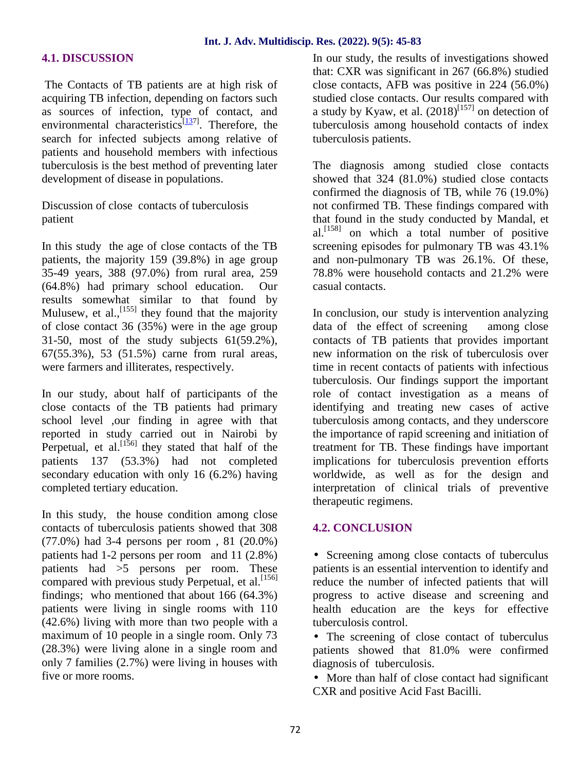## 4.1. DISCUSSION

The Contacts of TB patients are at high risk of acquiring TB infection, depending on factors such as sources of infection, type of contact, and environmental characteristics[137]. Therefore, the search for infected subjects among relative of patients and household members with infectious tuberculosis is the best method of preventing later development of disease in populations.

Discussion of close contacts of tuberculosis patient

In this study the age of close contacts of the TB patients, the majority 159 (39.8%) in age group 35-49 years, 388 (97.0%) from rural area, 259 (64.8%) had primary school education. Our results somewhat similar to that found by Mulusew, et al.,[155] they found that the majority of close contact 36 (35%) were in the age group 31-50, most of the study subjects 61(59.2%), 67(55.3%), 53 (51.5%) carne from rural areas, were farmers and illiterates, respectively.

In our study, about half of participants of the close contacts of the TB patients had primary school level ,our finding in agree with that reported in study carried out in Nairobi by Perpetual, et al.[156] they stated that half of the patients 137 (53.3%) had not completed secondary education with only 16 (6.2%) having completed tertiary education.

In this study, the house condition among close contacts of tuberculosis patients showed that 308 (77.0%) had 3-4 persons per room , 81 (20.0%) patients had 1-2 persons per room and 11 (2.8%) patients had >5 persons per room. These compared with previous study Perpetual, et al.[156] findings; who mentioned that about 166 (64.3%) patients were living in single rooms with 110 (42.6%) living with more than two people with a maximum of 10 people in a single room. Only 73 (28.3%) were living alone in a single room and only 7 families (2.7%) were living in houses with five or more rooms.

In our study, the results of investigations showed that: CXR was significant in 267 (66.8%) studied close contacts, AFB was positive in 224 (56.0%) studied close contacts. Our results compared with a study by Kyaw, et al. (2018)[157] on detection of tuberculosis among household contacts of index tuberculosis patients.

The diagnosis among studied close contacts showed that 324 (81.0%) studied close contacts confirmed the diagnosis of TB, while 76 (19.0%) not confirmed TB. These findings compared with that found in the study conducted by Mandal, et al.[158] on which a total number of positive screening episodes for pulmonary TB was 43.1% and non-pulmonary TB was 26.1%. Of these, 78.8% were household contacts and 21.2% were casual contacts.

In conclusion, our study is intervention analyzing data of the effect of screening among close contacts of TB patients that provides important new information on the risk of tuberculosis over time in recent contacts of patients with infectious tuberculosis. Our findings support the important role of contact investigation as a means of identifying and treating new cases of active tuberculosis among contacts, and they underscore the importance of rapid screening and initiation of treatment for TB. These findings have important implications for tuberculosis prevention efforts worldwide, as well as for the design and interpretation of clinical trials of preventive therapeutic regimens.

## 4.2. CONCLUSION

- Screening among close contacts of tuberculus patients is an essential intervention to identify and reduce the number of infected patients that will progress to active disease and screening and health education are the keys for effective tuberculosis control.
- The screening of close contact of tuberculus patients showed that 81.0% were confirmed diagnosis of tuberculosis.
- More than half of close contact had significant CXR and positive Acid Fast Bacilli.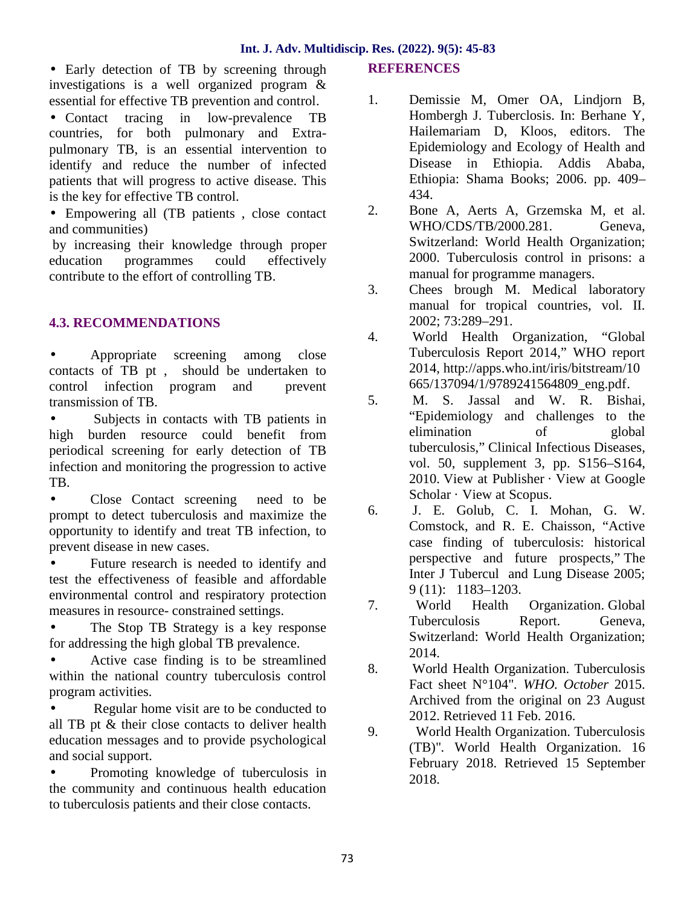- Early detection of TB by screening through investigations is a well organized program & essential for effective TB prevention and control.
- Contact tracing in low-prevalence TB countries, for both pulmonary and Extra-pulmonary TB, is an essential intervention to identify and reduce the number of infected patients that will progress to active disease. This is the key for effective TB control.
- Empowering all (TB patients , close contact and communities) by increasing their knowledge through proper education programmes could effectively contribute to the effort of controlling TB.

### 4.3. RECOMMENDATIONS

- Appropriate screening among close contacts of TB pt , should be undertaken to control infection program and prevent transmission of TB.
- Subjects in contacts with TB patients in high burden resource could benefit from periodical screening for early detection of TB infection and monitoring the progression to active TB.
- Close Contact screening need to be prompt to detect tuberculosis and maximize the opportunity to identify and treat TB infection, to prevent disease in new cases.
- Future research is needed to identify and test the effectiveness of feasible and affordable environmental control and respiratory protection measures in resource- constrained settings.
- The Stop TB Strategy is a key response for addressing the high global TB prevalence.
- Active case finding is to be streamlined within the national country tuberculosis control program activities.
- Regular home visit are to be conducted to all TB pt & their close contacts to deliver health education messages and to provide psychological and social support.
- Promoting knowledge of tuberculosis in the community and continuous health education to tuberculosis patients and their close contacts.

## REFERENCES

1. Demissie M, Omer OA, Lindjorn B, Hombergh J. Tuberclosis. In: Berhane Y, Hailemariam D, Kloos, editors. The Epidemiology and Ecology of Health and Disease in Ethiopia. Addis Ababa, Ethiopia: Shama Books; 2006. pp. 409–434.
2. Bone A, Aerts A, Grzemska M, et al. WHO/CDS/TB/2000.281. Geneva, Switzerland: World Health Organization; 2000. Tuberculosis control in prisons: a manual for programme managers.
3. Chees brough M. Medical laboratory manual for tropical countries, vol. II. 2002; 73:289–291.
4. World Health Organization, "Global Tuberculosis Report 2014," WHO report 2014, http://apps.who.int/iris/bitstream/10665/137094/1/9789241564809_eng.pdf.
5. M. S. Jassal and W. R. Bishai, "Epidemiology and challenges to the elimination of global tuberculosis," Clinical Infectious Diseases, vol. 50, supplement 3, pp. S156–S164, 2010. View at Publisher · View at Google Scholar · View at Scopus.
6. J. E. Golub, C. I. Mohan, G. W. Comstock, and R. E. Chaisson, "Active case finding of tuberculosis: historical perspective and future prospects," The Inter J Tubercul and Lung Disease 2005; 9 (11): 1183–1203.
7. World Health Organization. Global Tuberculosis Report. Geneva, Switzerland: World Health Organization; 2014.
8. World Health Organization. Tuberculosis Fact sheet N°104". *WHO. October* 2015. Archived from the original on 23 August 2012. Retrieved 11 Feb. 2016.
9. World Health Organization. Tuberculosis (TB)". World Health Organization. 16 February 2018. Retrieved 15 September 2018.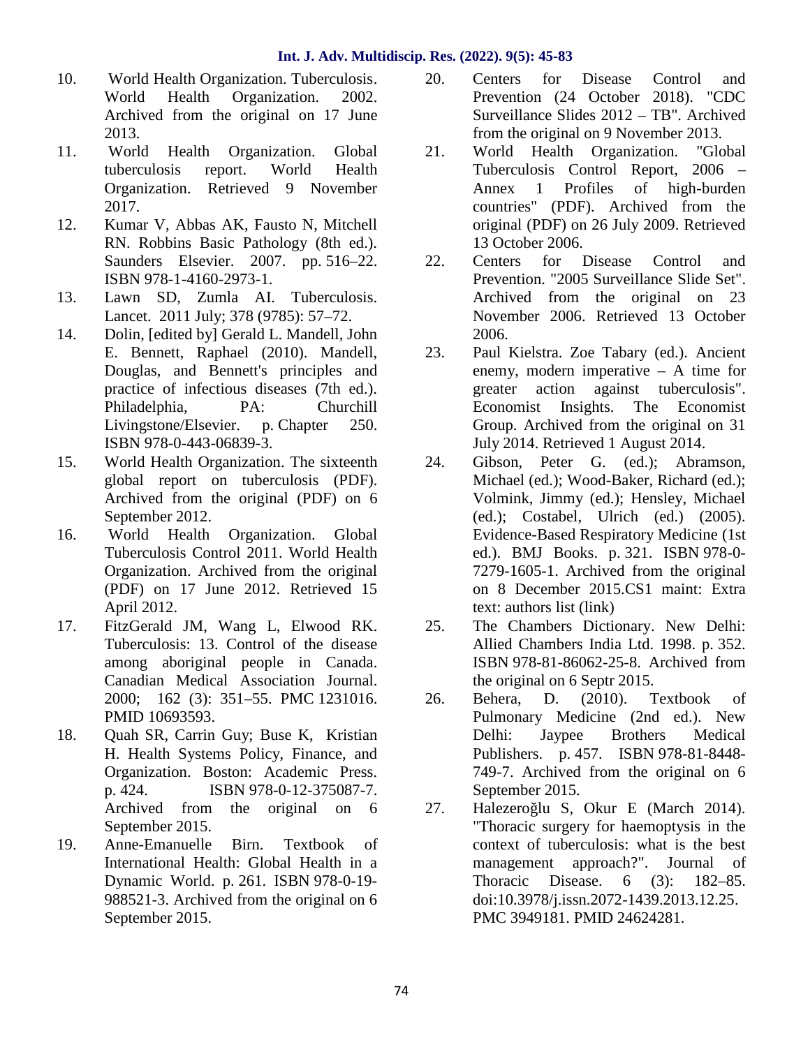10. World Health Organization. Tuberculosis. World Health Organization. 2002. Archived from the original on 17 June 2013.
11. World Health Organization. Global tuberculosis report. World Health Organization. Retrieved 9 November 2017.
12. Kumar V, Abbas AK, Fausto N, Mitchell RN. Robbins Basic Pathology (8th ed.). Saunders Elsevier. 2007. pp. 516–22. ISBN 978-1-4160-2973-1.
13. Lawn SD, Zumla AI. Tuberculosis. Lancet. 2011 July; 378 (9785): 57–72.
14. Dolin, [edited by] Gerald L. Mandell, John E. Bennett, Raphael (2010). Mandell, Douglas, and Bennett's principles and practice of infectious diseases (7th ed.). Philadelphia, PA: Churchill Livingstone/Elsevier. p. Chapter 250. ISBN 978-0-443-06839-3.
15. World Health Organization. The sixteenth global report on tuberculosis (PDF). Archived from the original (PDF) on 6 September 2012.
16. World Health Organization. Global Tuberculosis Control 2011. World Health Organization. Archived from the original (PDF) on 17 June 2012. Retrieved 15 April 2012.
17. FitzGerald JM, Wang L, Elwood RK. Tuberculosis: 13. Control of the disease among aboriginal people in Canada. Canadian Medical Association Journal. 2000; 162 (3): 351–55. PMC 1231016. PMID 10693593.
18. Quah SR, Carrin Guy; Buse K, Kristian H. Health Systems Policy, Finance, and Organization. Boston: Academic Press. p. 424. ISBN 978-0-12-375087-7. Archived from the original on 6 September 2015.
19. Anne-Emanuelle Birn. Textbook of International Health: Global Health in a Dynamic World. p. 261. ISBN 978-0-19-988521-3. Archived from the original on 6 September 2015.
20. Centers for Disease Control and Prevention (24 October 2018). "CDC Surveillance Slides 2012 – TB". Archived from the original on 9 November 2013.
21. World Health Organization. "Global Tuberculosis Control Report, 2006 – Annex 1 Profiles of high-burden countries" (PDF). Archived from the original (PDF) on 26 July 2009. Retrieved 13 October 2006.
22. Centers for Disease Control and Prevention. "2005 Surveillance Slide Set". Archived from the original on 23 November 2006. Retrieved 13 October 2006.
23. Paul Kielstra. Zoe Tabary (ed.). Ancient enemy, modern imperative – A time for greater action against tuberculosis". Economist Insights. The Economist Group. Archived from the original on 31 July 2014. Retrieved 1 August 2014.
24. Gibson, Peter G. (ed.); Abramson, Michael (ed.); Wood-Baker, Richard (ed.); Volmink, Jimmy (ed.); Hensley, Michael (ed.); Costabel, Ulrich (ed.) (2005). Evidence-Based Respiratory Medicine (1st ed.). BMJ Books. p. 321. ISBN 978-0-7279-1605-1. Archived from the original on 8 December 2015.CS1 maint: Extra text: authors list (link)
25. The Chambers Dictionary. New Delhi: Allied Chambers India Ltd. 1998. p. 352. ISBN 978-81-86062-25-8. Archived from the original on 6 Septr 2015.
26. Behera, D. (2010). Textbook of Pulmonary Medicine (2nd ed.). New Delhi: Jaypee Brothers Medical Publishers. p. 457. ISBN 978-81-8448-749-7. Archived from the original on 6 September 2015.
27. Halezeroğlu S, Okur E (March 2014). "Thoracic surgery for haemoptysis in the context of tuberculosis: what is the best management approach?". Journal of Thoracic Disease. 6 (3): 182–85. doi:10.3978/j.issn.2072-1439.2013.12.25. PMC 3949181. PMID 24624281.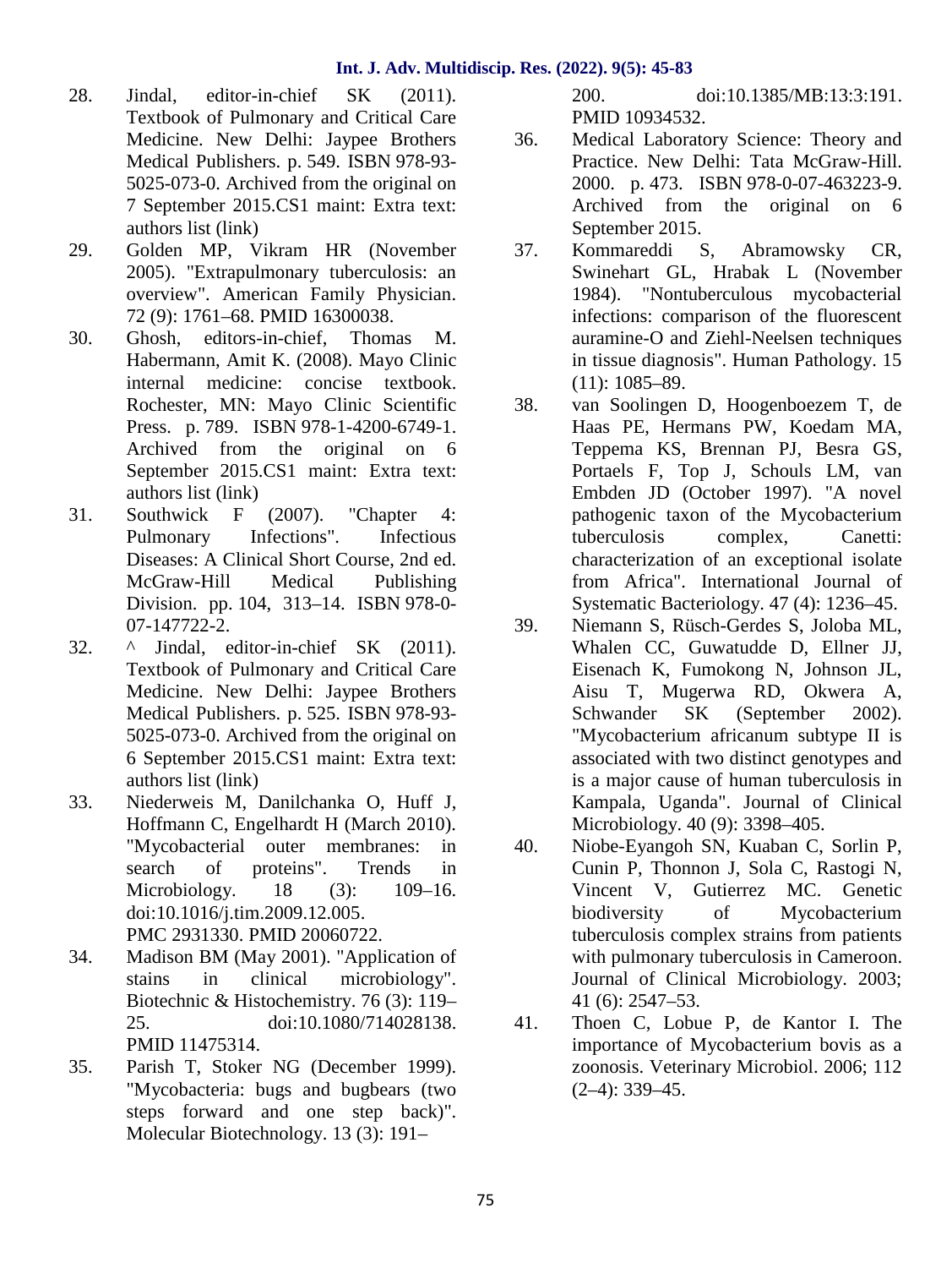28. Jindal, editor-in-chief SK (2011). Textbook of Pulmonary and Critical Care Medicine. New Delhi: Jaypee Brothers Medical Publishers. p. 549. ISBN 978-93-5025-073-0. Archived from the original on 7 September 2015.CS1 maint: Extra text: authors list (link)
29. Golden MP, Vikram HR (November 2005). "Extrapulmonary tuberculosis: an overview". American Family Physician. 72 (9): 1761–68. PMID 16300038.
30. Ghosh, editors-in-chief, Thomas M. Habermann, Amit K. (2008). Mayo Clinic internal medicine: concise textbook. Rochester, MN: Mayo Clinic Scientific Press. p. 789. ISBN 978-1-4200-6749-1. Archived from the original on 6 September 2015.CS1 maint: Extra text: authors list (link)
31. Southwick F (2007). "Chapter 4: Pulmonary Infections". Infectious Diseases: A Clinical Short Course, 2nd ed. McGraw-Hill Medical Publishing Division. pp. 104, 313–14. ISBN 978-0-07-147722-2.
32. ^ Jindal, editor-in-chief SK (2011). Textbook of Pulmonary and Critical Care Medicine. New Delhi: Jaypee Brothers Medical Publishers. p. 525. ISBN 978-93-5025-073-0. Archived from the original on 6 September 2015.CS1 maint: Extra text: authors list (link)
33. Niederweis M, Danilchanka O, Huff J, Hoffmann C, Engelhardt H (March 2010). "Mycobacterial outer membranes: in search of proteins". Trends in Microbiology. 18 (3): 109–16. doi:10.1016/j.tim.2009.12.005. PMC 2931330. PMID 20060722.
34. Madison BM (May 2001). "Application of stains in clinical microbiology". Biotechnic & Histochemistry. 76 (3): 119–25. doi:10.1080/714028138. PMID 11475314.
35. Parish T, Stoker NG (December 1999). "Mycobacteria: bugs and bugbears (two steps forward and one step back)". Molecular Biotechnology. 13 (3): 191–200. doi:10.1385/MB:13:3:191. PMID 10934532.
36. Medical Laboratory Science: Theory and Practice. New Delhi: Tata McGraw-Hill. 2000. p. 473. ISBN 978-0-07-463223-9. Archived from the original on 6 September 2015.
37. Kommareddi S, Abramowsky CR, Swinehart GL, Hrabak L (November 1984). "Nontuberculous mycobacterial infections: comparison of the fluorescent auramine-O and Ziehl-Neelsen techniques in tissue diagnosis". Human Pathology. 15 (11): 1085–89.
38. van Soolingen D, Hoogenboezem T, de Haas PE, Hermans PW, Koedam MA, Teppema KS, Brennan PJ, Besra GS, Portaels F, Top J, Schouls LM, van Embden JD (October 1997). "A novel pathogenic taxon of the Mycobacterium tuberculosis complex, Canetti: characterization of an exceptional isolate from Africa". International Journal of Systematic Bacteriology. 47 (4): 1236–45.
39. Niemann S, Rüsch-Gerdes S, Joloba ML, Whalen CC, Guwatudde D, Ellner JJ, Eisenach K, Fumokong N, Johnson JL, Aisu T, Mugerwa RD, Okwera A, Schwander SK (September 2002). "Mycobacterium africanum subtype II is associated with two distinct genotypes and is a major cause of human tuberculosis in Kampala, Uganda". Journal of Clinical Microbiology. 40 (9): 3398–405.
40. Niobe-Eyangoh SN, Kuaban C, Sorlin P, Cunin P, Thonnon J, Sola C, Rastogi N, Vincent V, Gutierrez MC. Genetic biodiversity of Mycobacterium tuberculosis complex strains from patients with pulmonary tuberculosis in Cameroon. Journal of Clinical Microbiology. 2003; 41 (6): 2547–53.
41. Thoen C, Lobue P, de Kantor I. The importance of Mycobacterium bovis as a zoonosis. Veterinary Microbiol. 2006; 112 (2–4): 339–45.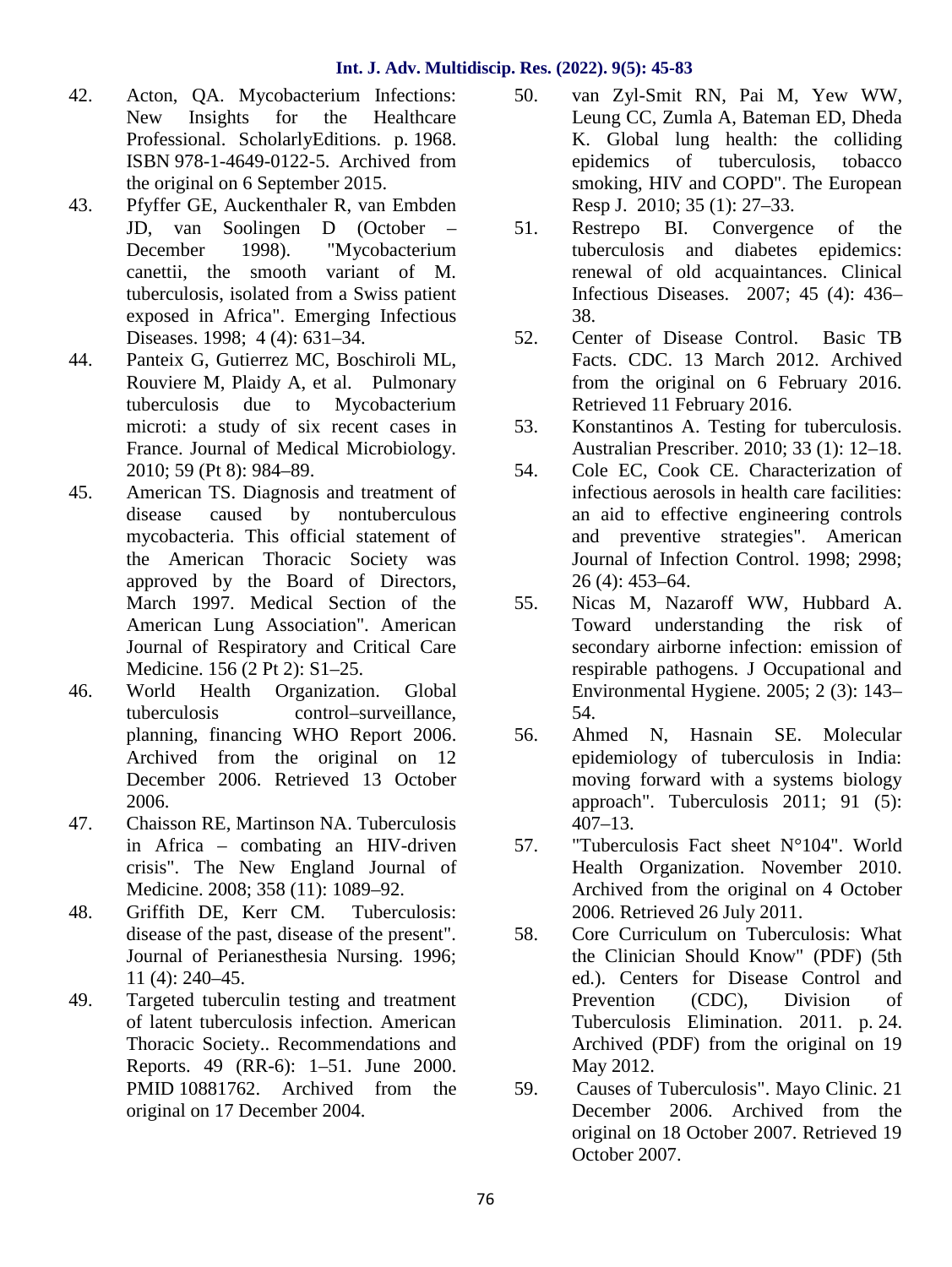42. Acton, QA. Mycobacterium Infections: New Insights for the Healthcare Professional. ScholarlyEditions. p. 1968. ISBN 978-1-4649-0122-5. Archived from the original on 6 September 2015.
43. Pfyffer GE, Auckenthaler R, van Embden JD, van Soolingen D (October – December 1998). "Mycobacterium canettii, the smooth variant of M. tuberculosis, isolated from a Swiss patient exposed in Africa". Emerging Infectious Diseases. 1998; 4 (4): 631–34.
44. Panteix G, Gutierrez MC, Boschiroli ML, Rouviere M, Plaidy A, et al. Pulmonary tuberculosis due to Mycobacterium microti: a study of six recent cases in France. Journal of Medical Microbiology. 2010; 59 (Pt 8): 984–89.
45. American TS. Diagnosis and treatment of disease caused by nontuberculous mycobacteria. This official statement of the American Thoracic Society was approved by the Board of Directors, March 1997. Medical Section of the American Lung Association". American Journal of Respiratory and Critical Care Medicine. 156 (2 Pt 2): S1–25.
46. World Health Organization. Global tuberculosis control–surveillance, planning, financing WHO Report 2006. Archived from the original on 12 December 2006. Retrieved 13 October 2006.
47. Chaisson RE, Martinson NA. Tuberculosis in Africa – combating an HIV-driven crisis". The New England Journal of Medicine. 2008; 358 (11): 1089–92.
48. Griffith DE, Kerr CM. Tuberculosis: disease of the past, disease of the present". Journal of Perianesthesia Nursing. 1996; 11 (4): 240–45.
49. Targeted tuberculin testing and treatment of latent tuberculosis infection. American Thoracic Society.. Recommendations and Reports. 49 (RR-6): 1–51. June 2000. PMID 10881762. Archived from the original on 17 December 2004.
50. van Zyl-Smit RN, Pai M, Yew WW, Leung CC, Zumla A, Bateman ED, Dheda K. Global lung health: the colliding epidemics of tuberculosis, tobacco smoking, HIV and COPD". The European Resp J. 2010; 35 (1): 27–33.
51. Restrepo BI. Convergence of the tuberculosis and diabetes epidemics: renewal of old acquaintances. Clinical Infectious Diseases. 2007; 45 (4): 436–38.
52. Center of Disease Control. Basic TB Facts. CDC. 13 March 2012. Archived from the original on 6 February 2016. Retrieved 11 February 2016.
53. Konstantinos A. Testing for tuberculosis. Australian Prescriber. 2010; 33 (1): 12–18.
54. Cole EC, Cook CE. Characterization of infectious aerosols in health care facilities: an aid to effective engineering controls and preventive strategies". American Journal of Infection Control. 1998; 2998; 26 (4): 453–64.
55. Nicas M, Nazaroff WW, Hubbard A. Toward understanding the risk of secondary airborne infection: emission of respirable pathogens. J Occupational and Environmental Hygiene. 2005; 2 (3): 143–54.
56. Ahmed N, Hasnain SE. Molecular epidemiology of tuberculosis in India: moving forward with a systems biology approach". Tuberculosis 2011; 91 (5): 407–13.
57. "Tuberculosis Fact sheet N°104". World Health Organization. November 2010. Archived from the original on 4 October 2006. Retrieved 26 July 2011.
58. Core Curriculum on Tuberculosis: What the Clinician Should Know" (PDF) (5th ed.). Centers for Disease Control and Prevention (CDC), Division of Tuberculosis Elimination. 2011. p. 24. Archived (PDF) from the original on 19 May 2012.
59. Causes of Tuberculosis". Mayo Clinic. 21 December 2006. Archived from the original on 18 October 2007. Retrieved 19 October 2007.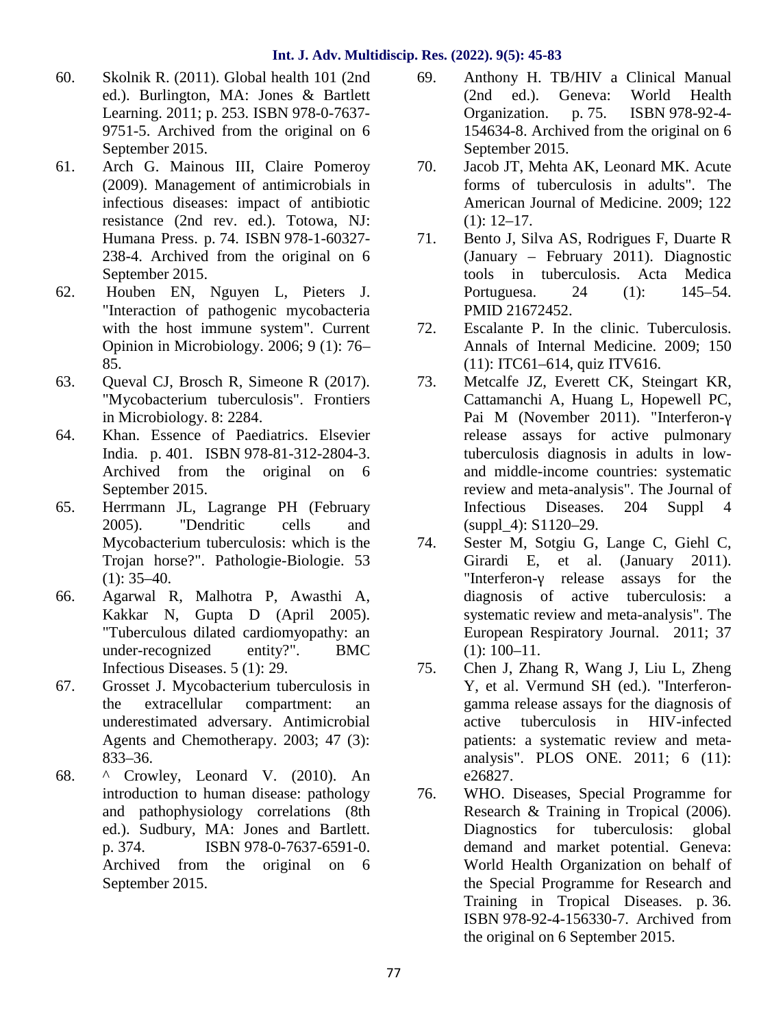60. Skolnik R. (2011). Global health 101 (2nd ed.). Burlington, MA: Jones & Bartlett Learning. 2011; p. 253. ISBN 978-0-7637-9751-5. Archived from the original on 6 September 2015.
61. Arch G. Mainous III, Claire Pomeroy (2009). Management of antimicrobials in infectious diseases: impact of antibiotic resistance (2nd rev. ed.). Totowa, NJ: Humana Press. p. 74. ISBN 978-1-60327-238-4. Archived from the original on 6 September 2015.
62. Houben EN, Nguyen L, Pieters J. "Interaction of pathogenic mycobacteria with the host immune system". Current Opinion in Microbiology. 2006; 9 (1): 76–85.
63. Queval CJ, Brosch R, Simeone R (2017). "Mycobacterium tuberculosis". Frontiers in Microbiology. 8: 2284.
64. Khan. Essence of Paediatrics. Elsevier India. p. 401. ISBN 978-81-312-2804-3. Archived from the original on 6 September 2015.
65. Herrmann JL, Lagrange PH (February 2005). "Dendritic cells and Mycobacterium tuberculosis: which is the Trojan horse?". Pathologie-Biologie. 53 (1): 35–40.
66. Agarwal R, Malhotra P, Awasthi A, Kakkar N, Gupta D (April 2005). "Tuberculous dilated cardiomyopathy: an under-recognized entity?". BMC Infectious Diseases. 5 (1): 29.
67. Grosset J. Mycobacterium tuberculosis in the extracellular compartment: an underestimated adversary. Antimicrobial Agents and Chemotherapy. 2003; 47 (3): 833–36.
68. ^ Crowley, Leonard V. (2010). An introduction to human disease: pathology and pathophysiology correlations (8th ed.). Sudbury, MA: Jones and Bartlett. p. 374. ISBN 978-0-7637-6591-0. Archived from the original on 6 September 2015.
69. Anthony H. TB/HIV a Clinical Manual (2nd ed.). Geneva: World Health Organization. p. 75. ISBN 978-92-4-154634-8. Archived from the original on 6 September 2015.
70. Jacob JT, Mehta AK, Leonard MK. Acute forms of tuberculosis in adults". The American Journal of Medicine. 2009; 122 (1): 12–17.
71. Bento J, Silva AS, Rodrigues F, Duarte R (January – February 2011). Diagnostic tools in tuberculosis. Acta Medica Portuguesa. 24 (1): 145–54. PMID 21672452.
72. Escalante P. In the clinic. Tuberculosis. Annals of Internal Medicine. 2009; 150 (11): ITC61–614, quiz ITV616.
73. Metcalfe JZ, Everett CK, Steingart KR, Cattamanchi A, Huang L, Hopewell PC, Pai M (November 2011). "Interferon-γ release assays for active pulmonary tuberculosis diagnosis in adults in low- and middle-income countries: systematic review and meta-analysis". The Journal of Infectious Diseases. 204 Suppl 4 (suppl_4): S1120–29.
74. Sester M, Sotgiu G, Lange C, Giehl C, Girardi E, et al. (January 2011). "Interferon-γ release assays for the diagnosis of active tuberculosis: a systematic review and meta-analysis". The European Respiratory Journal. 2011; 37 (1): 100–11.
75. Chen J, Zhang R, Wang J, Liu L, Zheng Y, et al. Vermund SH (ed.). "Interferon-gamma release assays for the diagnosis of active tuberculosis in HIV-infected patients: a systematic review and meta-analysis". PLOS ONE. 2011; 6 (11): e26827.
76. WHO. Diseases, Special Programme for Research & Training in Tropical (2006). Diagnostics for tuberculosis: global demand and market potential. Geneva: World Health Organization on behalf of the Special Programme for Research and Training in Tropical Diseases. p. 36. ISBN 978-92-4-156330-7. Archived from the original on 6 September 2015.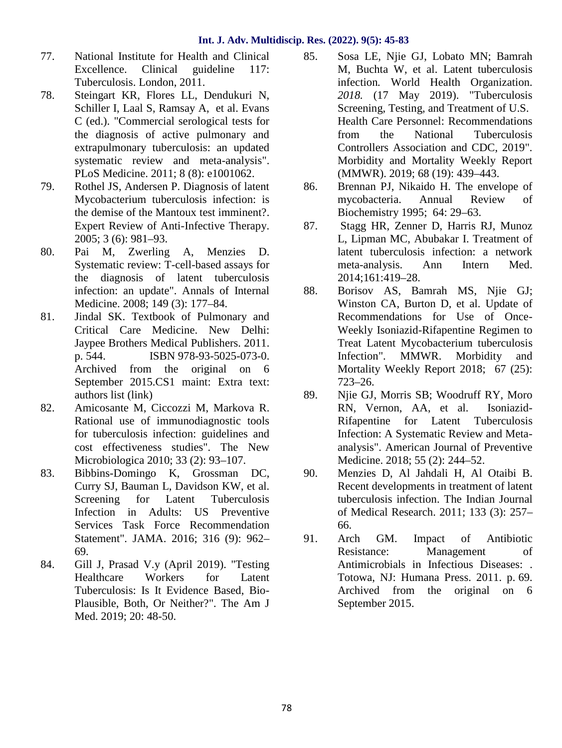77. National Institute for Health and Clinical Excellence. Clinical guideline 117: Tuberculosis. London, 2011.
78. Steingart KR, Flores LL, Dendukuri N, Schiller I, Laal S, Ramsay A, et al. Evans C (ed.). "Commercial serological tests for the diagnosis of active pulmonary and extrapulmonary tuberculosis: an updated systematic review and meta-analysis". PLoS Medicine. 2011; 8 (8): e1001062.
79. Rothel JS, Andersen P. Diagnosis of latent Mycobacterium tuberculosis infection: is the demise of the Mantoux test imminent?. Expert Review of Anti-Infective Therapy. 2005; 3 (6): 981–93.
80. Pai M, Zwerling A, Menzies D. Systematic review: T-cell-based assays for the diagnosis of latent tuberculosis infection: an update". Annals of Internal Medicine. 2008; 149 (3): 177–84.
81. Jindal SK. Textbook of Pulmonary and Critical Care Medicine. New Delhi: Jaypee Brothers Medical Publishers. 2011. p. 544. ISBN 978-93-5025-073-0. Archived from the original on 6 September 2015.CS1 maint: Extra text: authors list (link)
82. Amicosante M, Ciccozzi M, Markova R. Rational use of immunodiagnostic tools for tuberculosis infection: guidelines and cost effectiveness studies". The New Microbiologica 2010; 33 (2): 93–107.
83. Bibbins-Domingo K, Grossman DC, Curry SJ, Bauman L, Davidson KW, et al. Screening for Latent Tuberculosis Infection in Adults: US Preventive Services Task Force Recommendation Statement". JAMA. 2016; 316 (9): 962–69.
84. Gill J, Prasad V.y (April 2019). "Testing Healthcare Workers for Latent Tuberculosis: Is It Evidence Based, Bio-Plausible, Both, Or Neither?". The Am J Med. 2019; 20: 48-50.
85. Sosa LE, Njie GJ, Lobato MN; Bamrah M, Buchta W, et al. Latent tuberculosis infection. World Health Organization. *2018.* (17 May 2019). "Tuberculosis Screening, Testing, and Treatment of U.S. Health Care Personnel: Recommendations from the National Tuberculosis Controllers Association and CDC, 2019". Morbidity and Mortality Weekly Report (MMWR). 2019; 68 (19): 439–443.
86. Brennan PJ, Nikaido H. The envelope of mycobacteria. Annual Review of Biochemistry 1995; 64: 29–63.
87. Stagg HR, Zenner D, Harris RJ, Munoz L, Lipman MC, Abubakar I. Treatment of latent tuberculosis infection: a network meta-analysis. Ann Intern Med. 2014;161:419–28.
88. Borisov AS, Bamrah MS, Njie GJ; Winston CA, Burton D, et al. Update of Recommendations for Use of Once-Weekly Isoniazid-Rifapentine Regimen to Treat Latent Mycobacterium tuberculosis Infection". MMWR. Morbidity and Mortality Weekly Report 2018; 67 (25): 723–26.
89. Njie GJ, Morris SB; Woodruff RY, Moro RN, Vernon, AA, et al. Isoniazid-Rifapentine for Latent Tuberculosis Infection: A Systematic Review and Meta-analysis". American Journal of Preventive Medicine. 2018; 55 (2): 244–52.
90. Menzies D, Al Jahdali H, Al Otaibi B. Recent developments in treatment of latent tuberculosis infection. The Indian Journal of Medical Research. 2011; 133 (3): 257–66.
91. Arch GM. Impact of Antibiotic Resistance: Management of Antimicrobials in Infectious Diseases: . Totowa, NJ: Humana Press. 2011. p. 69. Archived from the original on 6 September 2015.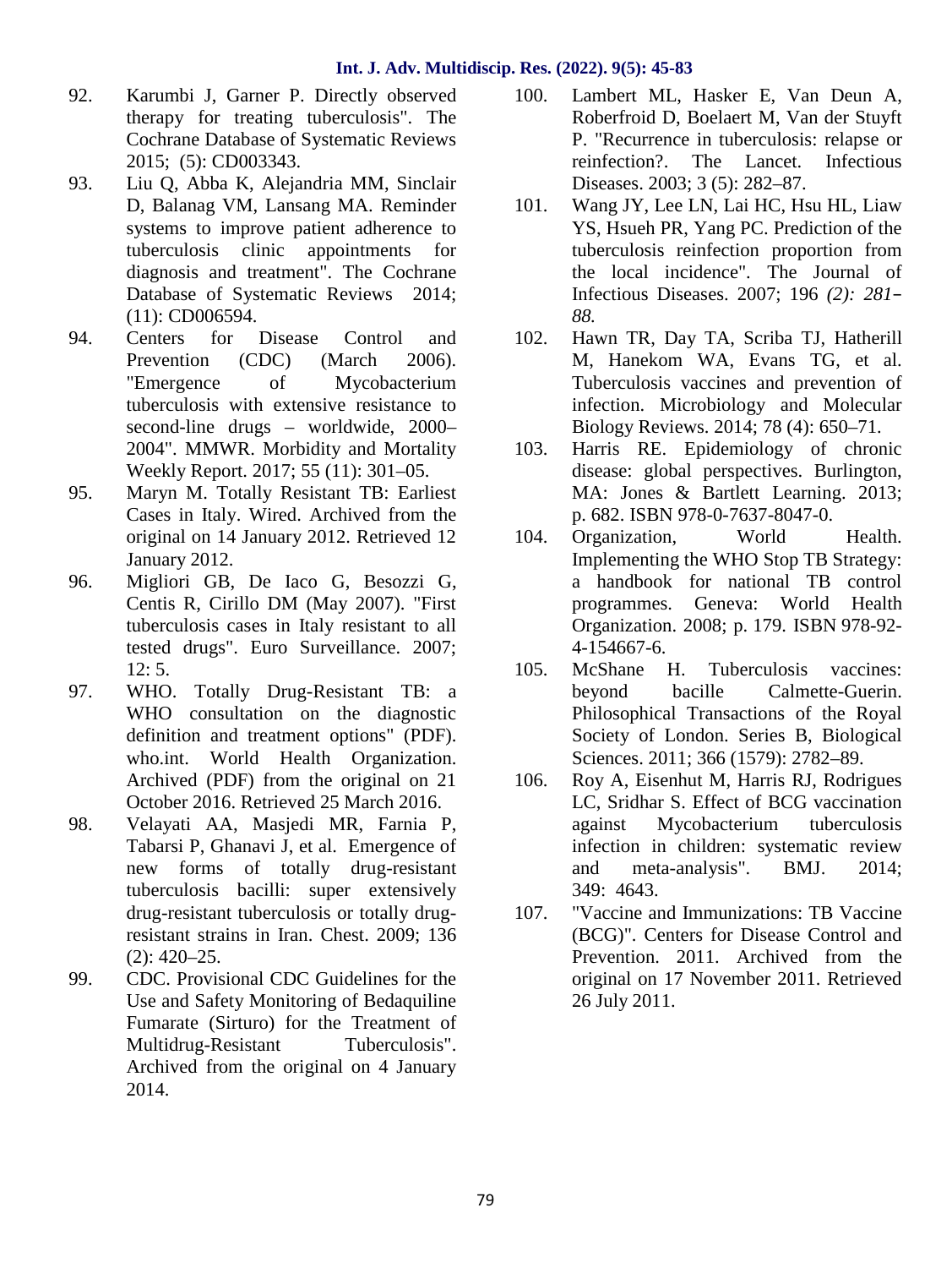92. Karumbi J, Garner P. Directly observed therapy for treating tuberculosis". The Cochrane Database of Systematic Reviews 2015; (5): CD003343.
93. Liu Q, Abba K, Alejandria MM, Sinclair D, Balanag VM, Lansang MA. Reminder systems to improve patient adherence to tuberculosis clinic appointments for diagnosis and treatment". The Cochrane Database of Systematic Reviews 2014; (11): CD006594.
94. Centers for Disease Control and Prevention (CDC) (March 2006). "Emergence of Mycobacterium tuberculosis with extensive resistance to second-line drugs – worldwide, 2000–2004". MMWR. Morbidity and Mortality Weekly Report. 2017; 55 (11): 301–05.
95. Maryn M. Totally Resistant TB: Earliest Cases in Italy. Wired. Archived from the original on 14 January 2012. Retrieved 12 January 2012.
96. Migliori GB, De Iaco G, Besozzi G, Centis R, Cirillo DM (May 2007). "First tuberculosis cases in Italy resistant to all tested drugs". Euro Surveillance. 2007; 12: 5.
97. WHO. Totally Drug-Resistant TB: a WHO consultation on the diagnostic definition and treatment options" (PDF). who.int. World Health Organization. Archived (PDF) from the original on 21 October 2016. Retrieved 25 March 2016.
98. Velayati AA, Masjedi MR, Farnia P, Tabarsi P, Ghanavi J, et al. Emergence of new forms of totally drug-resistant tuberculosis bacilli: super extensively drug-resistant tuberculosis or totally drug-resistant strains in Iran. Chest. 2009; 136 (2): 420–25.
99. CDC. Provisional CDC Guidelines for the Use and Safety Monitoring of Bedaquiline Fumarate (Sirturo) for the Treatment of Multidrug-Resistant Tuberculosis". Archived from the original on 4 January 2014.
100. Lambert ML, Hasker E, Van Deun A, Roberfroid D, Boelaert M, Van der Stuyft P. "Recurrence in tuberculosis: relapse or reinfection?. The Lancet. Infectious Diseases. 2003; 3 (5): 282–87.
101. Wang JY, Lee LN, Lai HC, Hsu HL, Liaw YS, Hsueh PR, Yang PC. Prediction of the tuberculosis reinfection proportion from the local incidence". The Journal of Infectious Diseases. 2007; 196 *(2): 281–88.*
102. Hawn TR, Day TA, Scriba TJ, Hatherill M, Hanekom WA, Evans TG, et al. Tuberculosis vaccines and prevention of infection. Microbiology and Molecular Biology Reviews. 2014; 78 (4): 650–71.
103. Harris RE. Epidemiology of chronic disease: global perspectives. Burlington, MA: Jones & Bartlett Learning. 2013; p. 682. ISBN 978-0-7637-8047-0.
104. Organization, World Health. Implementing the WHO Stop TB Strategy: a handbook for national TB control programmes. Geneva: World Health Organization. 2008; p. 179. ISBN 978-92-4-154667-6.
105. McShane H. Tuberculosis vaccines: beyond bacille Calmette-Guerin. Philosophical Transactions of the Royal Society of London. Series B, Biological Sciences. 2011; 366 (1579): 2782–89.
106. Roy A, Eisenhut M, Harris RJ, Rodrigues LC, Sridhar S. Effect of BCG vaccination against Mycobacterium tuberculosis infection in children: systematic review and meta-analysis". BMJ. 2014; 349: 4643.
107. "Vaccine and Immunizations: TB Vaccine (BCG)". Centers for Disease Control and Prevention. 2011. Archived from the original on 17 November 2011. Retrieved 26 July 2011.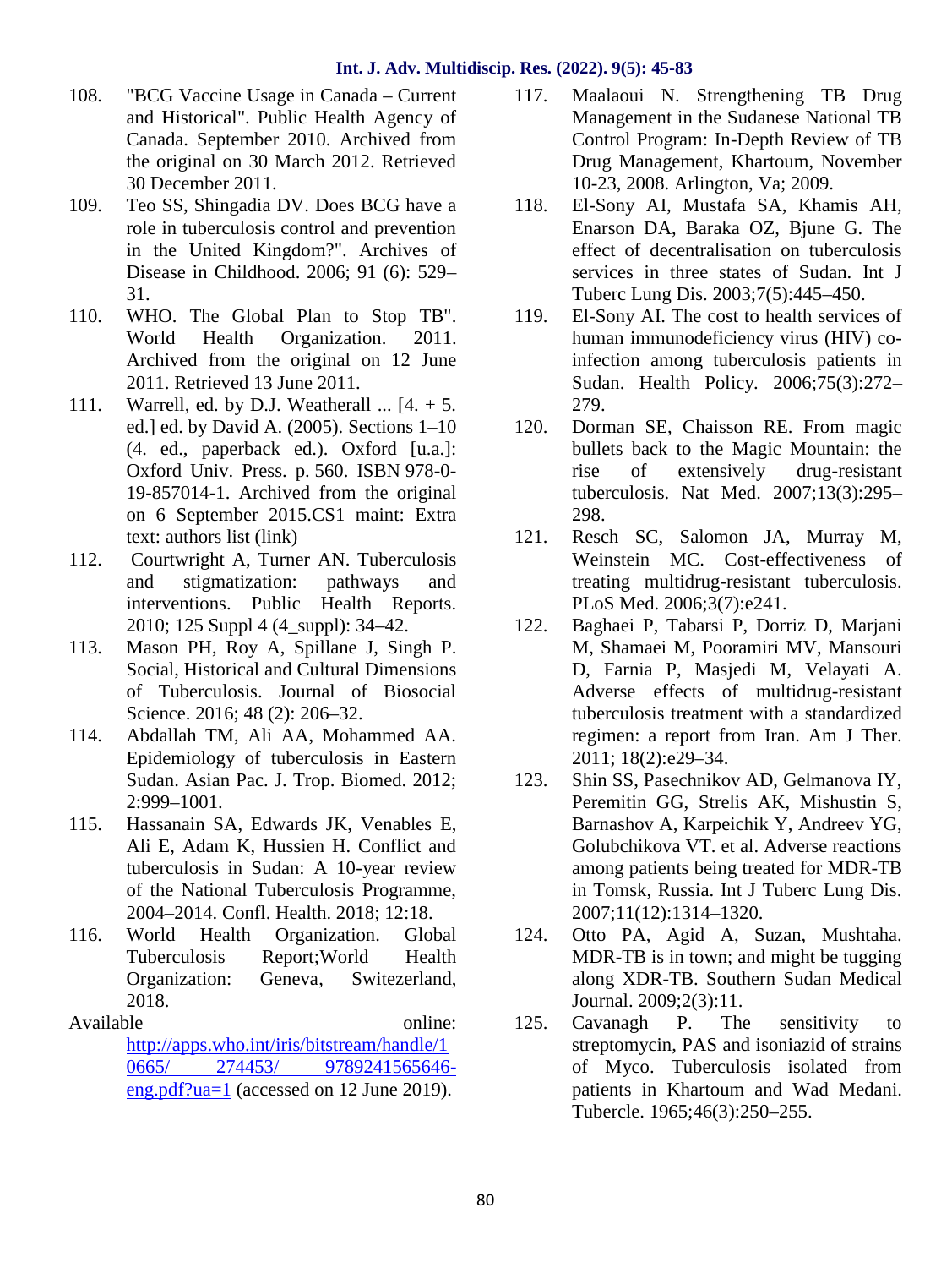108. "BCG Vaccine Usage in Canada – Current and Historical". Public Health Agency of Canada. September 2010. Archived from the original on 30 March 2012. Retrieved 30 December 2011.
109. Teo SS, Shingadia DV. Does BCG have a role in tuberculosis control and prevention in the United Kingdom?". Archives of Disease in Childhood. 2006; 91 (6): 529–31.
110. WHO. The Global Plan to Stop TB". World Health Organization. 2011. Archived from the original on 12 June 2011. Retrieved 13 June 2011.
111. Warrell, ed. by D.J. Weatherall ... [4. + 5. ed.] ed. by David A. (2005). Sections 1–10 (4. ed., paperback ed.). Oxford [u.a.]: Oxford Univ. Press. p. 560. ISBN 978-0-19-857014-1. Archived from the original on 6 September 2015.CS1 maint: Extra text: authors list (link)
112. Courtwright A, Turner AN. Tuberculosis and stigmatization: pathways and interventions. Public Health Reports. 2010; 125 Suppl 4 (4_suppl): 34–42.
113. Mason PH, Roy A, Spillane J, Singh P. Social, Historical and Cultural Dimensions of Tuberculosis. Journal of Biosocial Science. 2016; 48 (2): 206–32.
114. Abdallah TM, Ali AA, Mohammed AA. Epidemiology of tuberculosis in Eastern Sudan. Asian Pac. J. Trop. Biomed. 2012; 2:999–1001.
115. Hassanain SA, Edwards JK, Venables E, Ali E, Adam K, Hussien H. Conflict and tuberculosis in Sudan: A 10-year review of the National Tuberculosis Programme, 2004–2014. Confl. Health. 2018; 12:18.
116. World Health Organization. Global Tuberculosis Report;World Health Organization: Geneva, Switezerland, 2018.

Available online: http://apps.who.int/iris/bitstream/handle/10665/ 274453/ 9789241565646-eng.pdf?ua=1 (accessed on 12 June 2019).

117. Maalaoui N. Strengthening TB Drug Management in the Sudanese National TB Control Program: In-Depth Review of TB Drug Management, Khartoum, November 10-23, 2008. Arlington, Va; 2009.
118. El-Sony AI, Mustafa SA, Khamis AH, Enarson DA, Baraka OZ, Bjune G. The effect of decentralisation on tuberculosis services in three states of Sudan. Int J Tuberc Lung Dis. 2003;7(5):445–450.
119. El-Sony AI. The cost to health services of human immunodeficiency virus (HIV) co-infection among tuberculosis patients in Sudan. Health Policy. 2006;75(3):272–279.
120. Dorman SE, Chaisson RE. From magic bullets back to the Magic Mountain: the rise of extensively drug-resistant tuberculosis. Nat Med. 2007;13(3):295–298.
121. Resch SC, Salomon JA, Murray M, Weinstein MC. Cost-effectiveness of treating multidrug-resistant tuberculosis. PLoS Med. 2006;3(7):e241.
122. Baghaei P, Tabarsi P, Dorriz D, Marjani M, Shamaei M, Pooramiri MV, Mansouri D, Farnia P, Masjedi M, Velayati A. Adverse effects of multidrug-resistant tuberculosis treatment with a standardized regimen: a report from Iran. Am J Ther. 2011; 18(2):e29–34.
123. Shin SS, Pasechnikov AD, Gelmanova IY, Peremitin GG, Strelis AK, Mishustin S, Barnashov A, Karpeichik Y, Andreev YG, Golubchikova VT. et al. Adverse reactions among patients being treated for MDR-TB in Tomsk, Russia. Int J Tuberc Lung Dis. 2007;11(12):1314–1320.
124. Otto PA, Agid A, Suzan, Mushtaha. MDR-TB is in town; and might be tugging along XDR-TB. Southern Sudan Medical Journal. 2009;2(3):11.
125. Cavanagh P. The sensitivity to streptomycin, PAS and isoniazid of strains of Myco. Tuberculosis isolated from patients in Khartoum and Wad Medani. Tubercle. 1965;46(3):250–255.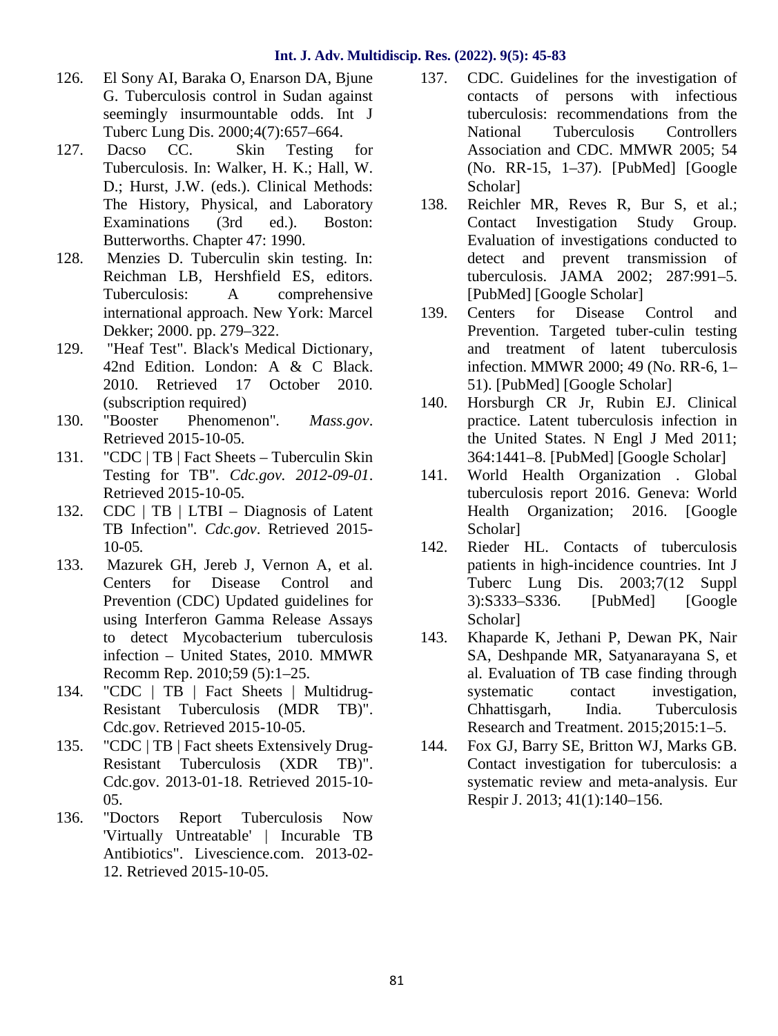126. El Sony AI, Baraka O, Enarson DA, Bjune G. Tuberculosis control in Sudan against seemingly insurmountable odds. Int J Tuberc Lung Dis. 2000;4(7):657–664.
127. Dacso CC. Skin Testing for Tuberculosis. In: Walker, H. K.; Hall, W. D.; Hurst, J.W. (eds.). Clinical Methods: The History, Physical, and Laboratory Examinations (3rd ed.). Boston: Butterworths. Chapter 47: 1990.
128. Menzies D. Tuberculin skin testing. In: Reichman LB, Hershfield ES, editors. Tuberculosis: A comprehensive international approach. New York: Marcel Dekker; 2000. pp. 279–322.
129. "Heaf Test". Black's Medical Dictionary, 42nd Edition. London: A & C Black. 2010. Retrieved 17 October 2010. (subscription required)
130. "Booster Phenomenon". *Mass.gov*. Retrieved 2015-10-05.
131. "CDC | TB | Fact Sheets – Tuberculin Skin Testing for TB". *Cdc.gov. 2012-09-01*. Retrieved 2015-10-05.
132. CDC | TB | LTBI – Diagnosis of Latent TB Infection". *Cdc.gov*. Retrieved 2015-10-05.
133. Mazurek GH, Jereb J, Vernon A, et al. Centers for Disease Control and Prevention (CDC) Updated guidelines for using Interferon Gamma Release Assays to detect Mycobacterium tuberculosis infection – United States, 2010. MMWR Recomm Rep. 2010;59 (5):1–25.
134. "CDC | TB | Fact Sheets | Multidrug-Resistant Tuberculosis (MDR TB)". Cdc.gov. Retrieved 2015-10-05.
135. "CDC | TB | Fact sheets Extensively Drug-Resistant Tuberculosis (XDR TB)". Cdc.gov. 2013-01-18. Retrieved 2015-10-05.
136. "Doctors Report Tuberculosis Now 'Virtually Untreatable' | Incurable TB Antibiotics". Livescience.com. 2013-02-12. Retrieved 2015-10-05.
137. CDC. Guidelines for the investigation of contacts of persons with infectious tuberculosis: recommendations from the National Tuberculosis Controllers Association and CDC. MMWR 2005; 54 (No. RR-15, 1–37). [PubMed] [Google Scholar]
138. Reichler MR, Reves R, Bur S, et al.; Contact Investigation Study Group. Evaluation of investigations conducted to detect and prevent transmission of tuberculosis. JAMA 2002; 287:991–5. [PubMed] [Google Scholar]
139. Centers for Disease Control and Prevention. Targeted tuber-culin testing and treatment of latent tuberculosis infection. MMWR 2000; 49 (No. RR-6, 1–51). [PubMed] [Google Scholar]
140. Horsburgh CR Jr, Rubin EJ. Clinical practice. Latent tuberculosis infection in the United States. N Engl J Med 2011; 364:1441–8. [PubMed] [Google Scholar]
141. World Health Organization . Global tuberculosis report 2016. Geneva: World Health Organization; 2016. [Google Scholar]
142. Rieder HL. Contacts of tuberculosis patients in high-incidence countries. Int J Tuberc Lung Dis. 2003;7(12 Suppl 3):S333–S336. [PubMed] [Google Scholar]
143. Khaparde K, Jethani P, Dewan PK, Nair SA, Deshpande MR, Satyanarayana S, et al. Evaluation of TB case finding through systematic contact investigation, Chhattisgarh, India. Tuberculosis Research and Treatment. 2015;2015:1–5.
144. Fox GJ, Barry SE, Britton WJ, Marks GB. Contact investigation for tuberculosis: a systematic review and meta-analysis. Eur Respir J. 2013; 41(1):140–156.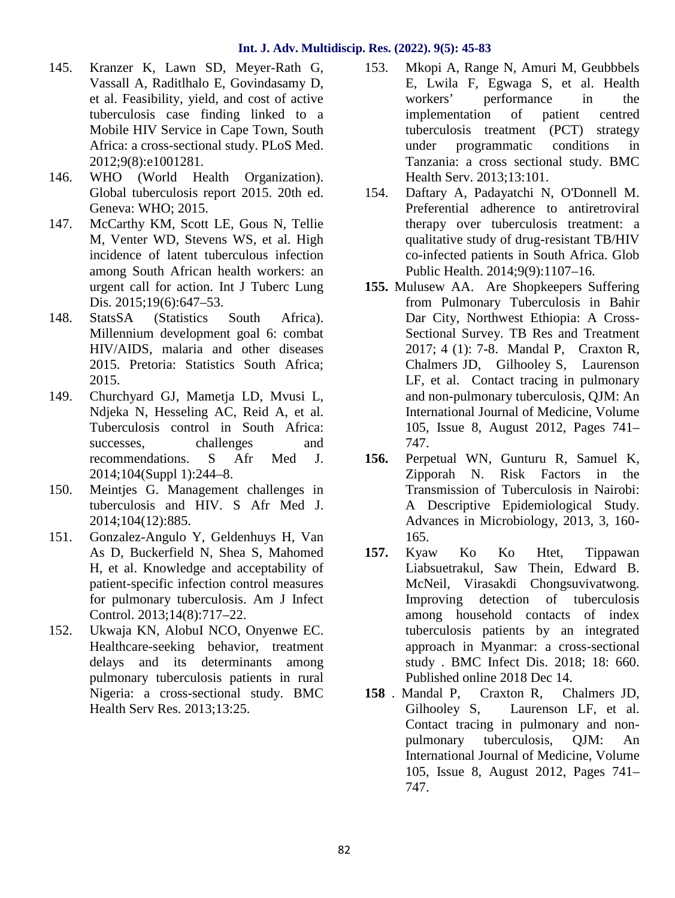145. Kranzer K, Lawn SD, Meyer-Rath G, Vassall A, Raditlhalo E, Govindasamy D, et al. Feasibitly, yield, and cost of active tuberculosis case finding linked to a Mobile HIV Service in Cape Town, South Africa: a cross-sectional study. PLoS Med. 2012;9(8):e1001281.
146. WHO (World Health Organization). Global tuberculosis report 2015. 20th ed. Geneva: WHO; 2015.
147. McCarthy KM, Scott LE, Gous N, Tellie M, Venter WD, Stevens WS, et al. High incidence of latent tuberculous infection among South African health workers: an urgent call for action. Int J Tuberc Lung Dis. 2015;19(6):647–53.
148. StatsSA (Statistics South Africa). Millennium development goal 6: combat HIV/AIDS, malaria and other diseases 2015. Pretoria: Statistics South Africa; 2015.
149. Churchyard GJ, Mametja LD, Mvusi L, Ndjeka N, Hesseling AC, Reid A, et al. Tuberculosis control in South Africa: successes, challenges and recommendations. S Afr Med J. 2014;104(Suppl 1):244–8.
150. Meintjes G. Management challenges in tuberculosis and HIV. S Afr Med J. 2014;104(12):885.
151. Gonzalez-Angulo Y, Geldenhuys H, Van As D, Buckerfield N, Shea S, Mahomed H, et al. Knowledge and acceptability of patient-specific infection control measures for pulmonary tuberculosis. Am J Infect Control. 2013;14(8):717–22.
152. Ukwaja KN, AlobuI NCO, Onyenwe EC. Healthcare-seeking behavior, treatment delays and its determinants among pulmonary tuberculosis patients in rural Nigeria: a cross-sectional study. BMC Health Serv Res. 2013;13:25.
153. Mkopi A, Range N, Amuri M, Geubbbels E, Lwila F, Egwaga S, et al. Health workers' performance in the implementation of patient centred tuberculosis treatment (PCT) strategy under programmatic conditions in Tanzania: a cross sectional study. BMC Health Serv. 2013;13:101.
154. Daftary A, Padayatchi N, O'Donnell M. Preferential adherence to antiretroviral therapy over tuberculosis treatment: a qualitative study of drug-resistant TB/HIV co-infected patients in South Africa. Glob Public Health. 2014;9(9):1107–16.

**155.** Mulusew AA. Are Shopkeepers Suffering from Pulmonary Tuberculosis in Bahir Dar City, Northwest Ethiopia: A Cross-Sectional Survey. TB Res and Treatment 2017; 4 (1): 7-8. Mandal P, Craxton R, Chalmers JD, Gilhooley S, Laurenson LF, et al. Contact tracing in pulmonary and non-pulmonary tuberculosis, QJM: An International Journal of Medicine, Volume 105, Issue 8, August 2012, Pages 741–747.

**156.** Perpetual WN, Gunturu R, Samuel K, Zipporah N. Risk Factors in the Transmission of Tuberculosis in Nairobi: A Descriptive Epidemiological Study. Advances in Microbiology, 2013, 3, 160-165.

**157.** Kyaw Ko Ko Htet, Tippawan Liabsuetrakul, Saw Thein, Edward B. McNeil, Virasakdi Chongsuvivatwong. Improving detection of tuberculosis among household contacts of index tuberculosis patients by an integrated approach in Myanmar: a cross-sectional study . BMC Infect Dis. 2018; 18: 660. Published online 2018 Dec 14.

**158** . Mandal P, Craxton R, Chalmers JD, Gilhooley S, Laurenson LF, et al. Contact tracing in pulmonary and non-pulmonary tuberculosis, QJM: An International Journal of Medicine, Volume 105, Issue 8, August 2012, Pages 741–747.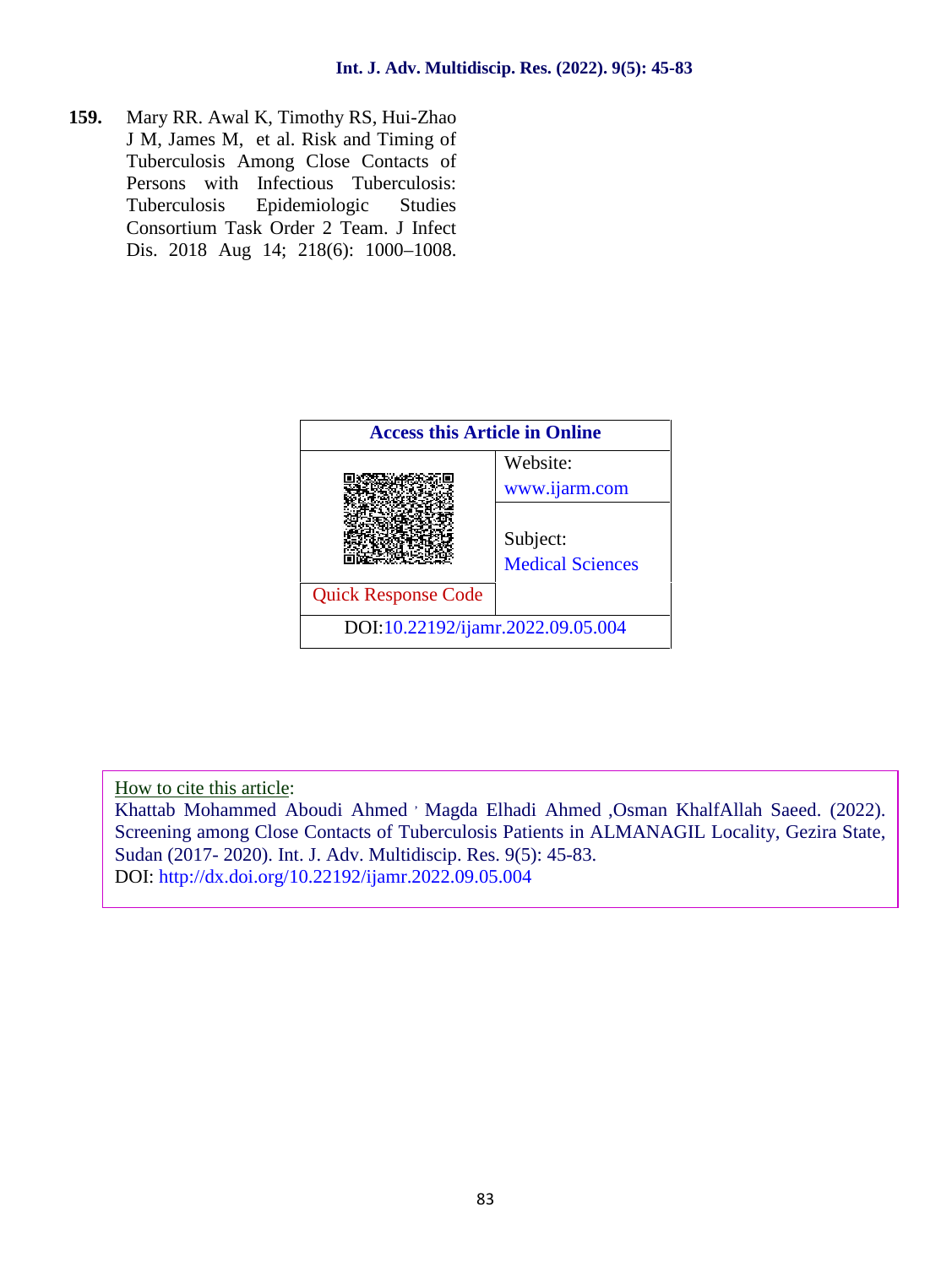159. Mary RR. Awal K, Timothy RS, Hui-Zhao J M, James M, et al. Risk and Timing of Tuberculosis Among Close Contacts of Persons with Infectious Tuberculosis: Tuberculosis Epidemiologic Studies Consortium Task Order 2 Team. J Infect Dis. 2018 Aug 14; 218(6): 1000–1008.

| Access this Article in Online | |
|---|---|
| | Website: www.ijarm.com |
| | Subject: Medical Sciences |
| Quick Response Code | |
| DOI:10.22192/ijamr.2022.09.05.004 | |

How to cite this article:
Khattab Mohammed Aboudi Ahmed , Magda Elhadi Ahmed ,Osman KhalfAllah Saeed. (2022). Screening among Close Contacts of Tuberculosis Patients in ALMANAGIL Locality, Gezira State, Sudan (2017- 2020). Int. J. Adv. Multidiscip. Res. 9(5): 45-83.
DOI: http://dx.doi.org/10.22192/ijamr.2022.09.05.004